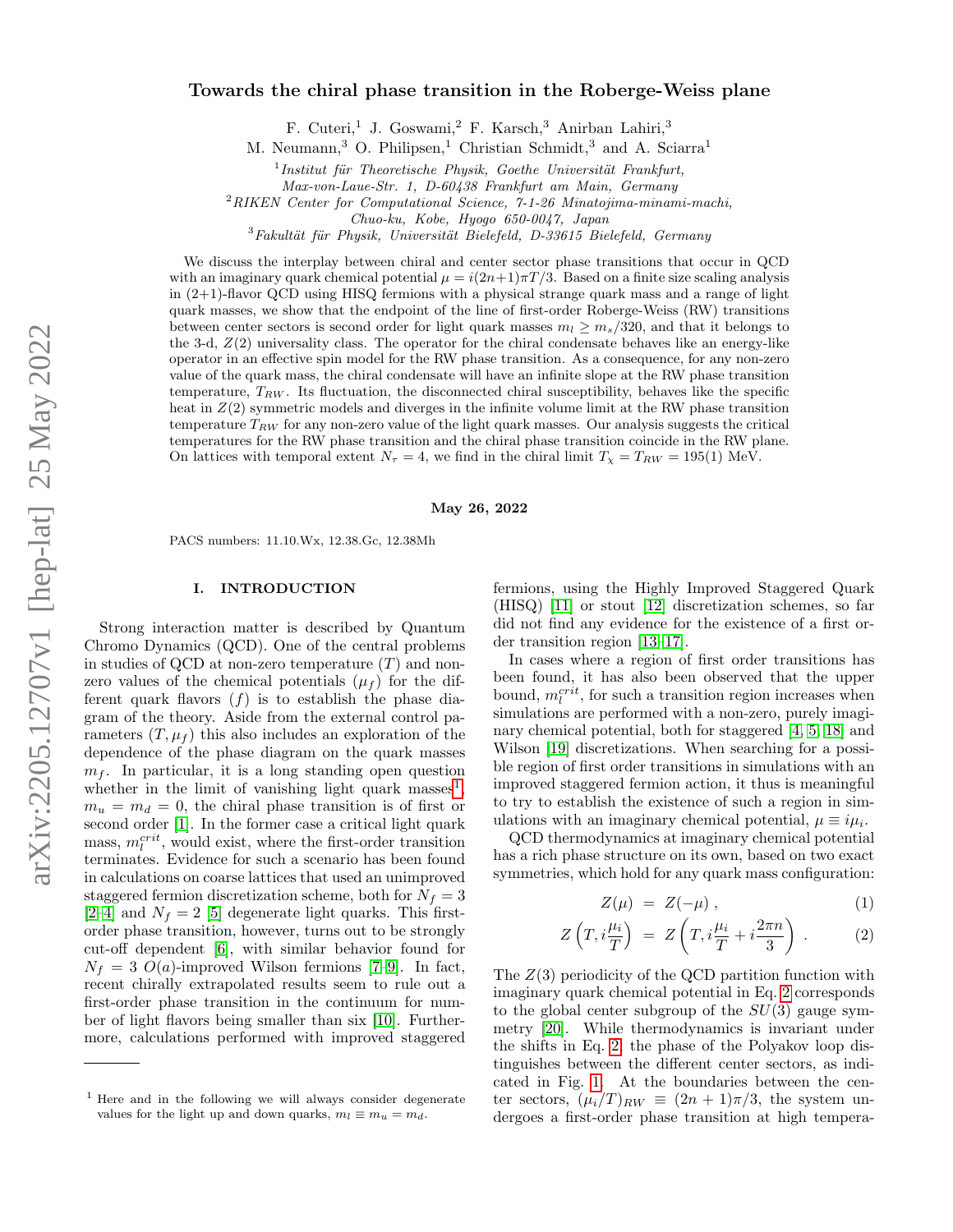# Towards the chiral phase transition in the Roberge-Weiss plane

F. Cuteri,[1] J. Goswami,[2] F. Karsch,[3] Anirban Lahiri,[3] M. Neumann,[3] O. Philipsen,[1] Christian Schmidt,[3] and A. Sciarra[1]

[1] *Institut für Theoretische Physik, Goethe Universität Frankfurt, Max-von-Laue-Str. 1, D-60438 Frankfurt am Main, Germany*

[2] *RIKEN Center for Computational Science, 7-1-26 Minatojima-minami-machi, Chuo-ku, Kobe, Hyogo 650-0047, Japan*

[3] *Fakultät für Physik, Universität Bielefeld, D-33615 Bielefeld, Germany*

We discuss the interplay between chiral and center sector phase transitions that occur in QCD with an imaginary quark chemical potential $\mu = i(2n+1)\pi T/3$. Based on a finite size scaling analysis in (2+1)-flavor QCD using HISQ fermions with a physical strange quark mass and a range of light quark masses, we show that the endpoint of the line of first-order Roberge-Weiss (RW) transitions between center sectors is second order for light quark masses $m_l \geq m_s/320$, and that it belongs to the 3-d, $Z(2)$ universality class. The operator for the chiral condensate behaves like an energy-like operator in an effective spin model for the RW phase transition. As a consequence, for any non-zero value of the quark mass, the chiral condensate will have an infinite slope at the RW phase transition temperature, $T_{RW}$. Its fluctuation, the disconnected chiral susceptibility, behaves like the specific heat in $Z(2)$ symmetric models and diverges in the infinite volume limit at the RW phase transition temperature $T_{RW}$ for any non-zero value of the light quark masses. Our analysis suggests the critical temperatures for the RW phase transition and the chiral phase transition coincide in the RW plane. On lattices with temporal extent $N_\tau = 4$, we find in the chiral limit $T_\chi = T_{RW} = 195(1)$ MeV.

May 26, 2022

PACS numbers: 11.10.Wx, 12.38.Gc, 12.38Mh

## I. INTRODUCTION

Strong interaction matter is described by Quantum Chromo Dynamics (QCD). One of the central problems in studies of QCD at non-zero temperature ($T$) and non-zero values of the chemical potentials ($\mu_f$) for the different quark flavors ($f$) is to establish the phase diagram of the theory. Aside from the external control parameters ($T, \mu_f$) this also includes an exploration of the dependence of the phase diagram on the quark masses $m_f$. In particular, it is a long standing open question whether in the limit of vanishing light quark masses[1], $m_u = m_d = 0$, the chiral phase transition is of first or second order [1]. In the former case a critical light quark mass, $m_l^{crit}$, would exist, where the first-order transition terminates. Evidence for such a scenario has been found in calculations on coarse lattices that used an unimproved staggered fermion discretization scheme, both for $N_f = 3$ [2–4] and $N_f = 2$ [5] degenerate light quarks. This first-order phase transition, however, turns out to be strongly cut-off dependent [6], with similar behavior found for $N_f = 3$ $O(a)$-improved Wilson fermions [7–9]. In fact, recent chirally extrapolated results seem to rule out a first-order phase transition in the continuum for number of light flavors being smaller than six [10]. Furthermore, calculations performed with improved staggered fermions, using the Highly Improved Staggered Quark (HISQ) [11] or stout [12] discretization schemes, so far did not find any evidence for the existence of a first order transition region [13–17].

In cases where a region of first order transitions has been found, it has also been observed that the upper bound, $m_l^{crit}$, for such a transition region increases when simulations are performed with a non-zero, purely imaginary chemical potential, both for staggered [4, 5, 18] and Wilson [19] discretizations. When searching for a possible region of first order transitions in simulations with an improved staggered fermion action, it thus is meaningful to try to establish the existence of such a region in simulations with an imaginary chemical potential, $\mu \equiv i\mu_i$.

QCD thermodynamics at imaginary chemical potential has a rich phase structure on its own, based on two exact symmetries, which hold for any quark mass configuration:

$$Z(\mu) = Z(-\mu) , \tag{1}$$

$$Z\left(T, i\frac{\mu_i}{T}\right) = Z\left(T, i\frac{\mu_i}{T} + i\frac{2\pi n}{3}\right) . \tag{2}$$

The $Z(3)$ periodicity of the QCD partition function with imaginary quark chemical potential in Eq. 2 corresponds to the global center subgroup of the $SU(3)$ gauge symmetry [20]. While thermodynamics is invariant under the shifts in Eq. 2, the phase of the Polyakov loop distinguishes between the different center sectors, as indicated in Fig. 1. At the boundaries between the center sectors, $(\mu_i/T)_{RW} \equiv (2n+1)\pi/3$, the system undergoes a first-order phase transition at high tempera-

[1] Here and in the following we will always consider degenerate values for the light up and down quarks, $m_l \equiv m_u = m_d$.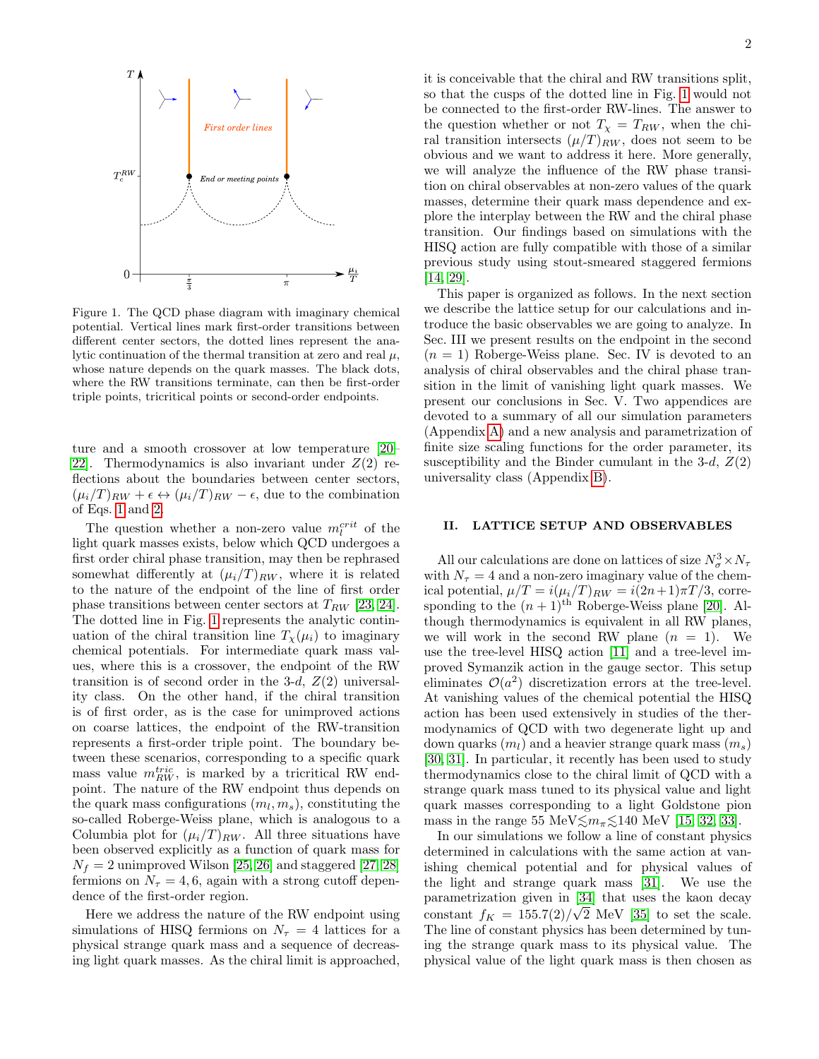Figure 1. The QCD phase diagram with imaginary chemical potential. Vertical lines mark first-order transitions between different center sectors, the dotted lines represent the analytic continuation of the thermal transition at zero and real $\mu$, whose nature depends on the quark masses. The black dots, where the RW transitions terminate, can then be first-order triple points, tricritical points or second-order endpoints.

ture and a smooth crossover at low temperature [20–22]. Thermodynamics is also invariant under $Z(2)$ reflections about the boundaries between center sectors, $(\mu_i/T)_{RW} + \epsilon \leftrightarrow (\mu_i/T)_{RW} - \epsilon$, due to the combination of Eqs. 1 and 2.

The question whether a non-zero value $m_l^{crit}$ of the light quark masses exists, below which QCD undergoes a first order chiral phase transition, may then be rephrased somewhat differently at $(\mu_i/T)_{RW}$, where it is related to the nature of the endpoint of the line of first order phase transitions between center sectors at $T_{RW}$ [23, 24]. The dotted line in Fig. 1 represents the analytic continuation of the chiral transition line $T_\chi(\mu_i)$ to imaginary chemical potentials. For intermediate quark mass values, where this is a crossover, the endpoint of the RW transition is of second order in the 3-$d$, $Z(2)$ universality class. On the other hand, if the chiral transition is of first order, as is the case for unimproved actions on coarse lattices, the endpoint of the RW-transition represents a first-order triple point. The boundary between these scenarios, corresponding to a specific quark mass value $m_{RW}^{tric}$, is marked by a tricritical RW endpoint. The nature of the RW endpoint thus depends on the quark mass configurations $(m_l, m_s)$, constituting the so-called Roberge-Weiss plane, which is analogous to a Columbia plot for $(\mu_i/T)_{RW}$. All three situations have been observed explicitly as a function of quark mass for $N_f = 2$ unimproved Wilson [25, 26] and staggered [27, 28] fermions on $N_\tau = 4, 6$, again with a strong cutoff dependence of the first-order region.

Here we address the nature of the RW endpoint using simulations of HISQ fermions on $N_\tau = 4$ lattices for a physical strange quark mass and a sequence of decreasing light quark masses. As the chiral limit is approached, it is conceivable that the chiral and RW transitions split, so that the cusps of the dotted line in Fig. 1 would not be connected to the first-order RW-lines. The answer to the question whether or not $T_\chi = T_{RW}$, when the chiral transition intersects $(\mu/T)_{RW}$, does not seem to be obvious and we want to address it here. More generally, we will analyze the influence of the RW phase transition on chiral observables at non-zero values of the quark masses, determine their quark mass dependence and explore the interplay between the RW and the chiral phase transition. Our findings based on simulations with the HISQ action are fully compatible with those of a similar previous study using stout-smeared staggered fermions [14, 29].

This paper is organized as follows. In the next section we describe the lattice setup for our calculations and introduce the basic observables we are going to analyze. In Sec. III we present results on the endpoint in the second ($n = 1$) Roberge-Weiss plane. Sec. IV is devoted to an analysis of chiral observables and the chiral phase transition in the limit of vanishing light quark masses. We present our conclusions in Sec. V. Two appendices are devoted to a summary of all our simulation parameters (Appendix A) and a new analysis and parametrization of finite size scaling functions for the order parameter, its susceptibility and the Binder cumulant in the 3-$d$, $Z(2)$ universality class (Appendix B).

## II. LATTICE SETUP AND OBSERVABLES

All our calculations are done on lattices of size $N_\sigma^3 \times N_\tau$ with $N_\tau = 4$ and a non-zero imaginary value of the chemical potential, $\mu/T = i(\mu_i/T)_{RW} = i(2n+1)\pi T/3$, corresponding to the $(n+1)^{\text{th}}$ Roberge-Weiss plane [20]. Although thermodynamics is equivalent in all RW planes, we will work in the second RW plane ($n = 1$). We use the tree-level HISQ action [11] and a tree-level improved Symanzik action in the gauge sector. This setup eliminates $\mathcal{O}(a^2)$ discretization errors at the tree-level. At vanishing values of the chemical potential the HISQ action has been used extensively in studies of the thermodynamics of QCD with two degenerate light up and down quarks ($m_l$) and a heavier strange quark mass ($m_s$) [30, 31]. In particular, it recently has been used to study thermodynamics close to the chiral limit of QCD with a strange quark mass tuned to its physical value and light quark masses corresponding to a light Goldstone pion mass in the range 55 MeV$\lesssim m_\pi \lesssim$140 MeV [15, 32, 33].

In our simulations we follow a line of constant physics determined in calculations with the same action at vanishing chemical potential and for physical values of the light and strange quark mass [31]. We use the parametrization given in [34] that uses the kaon decay constant $f_K = 155.7(2)/\sqrt{2}$ MeV [35] to set the scale. The line of constant physics has been determined by tuning the strange quark mass to its physical value. The physical value of the light quark mass is then chosen as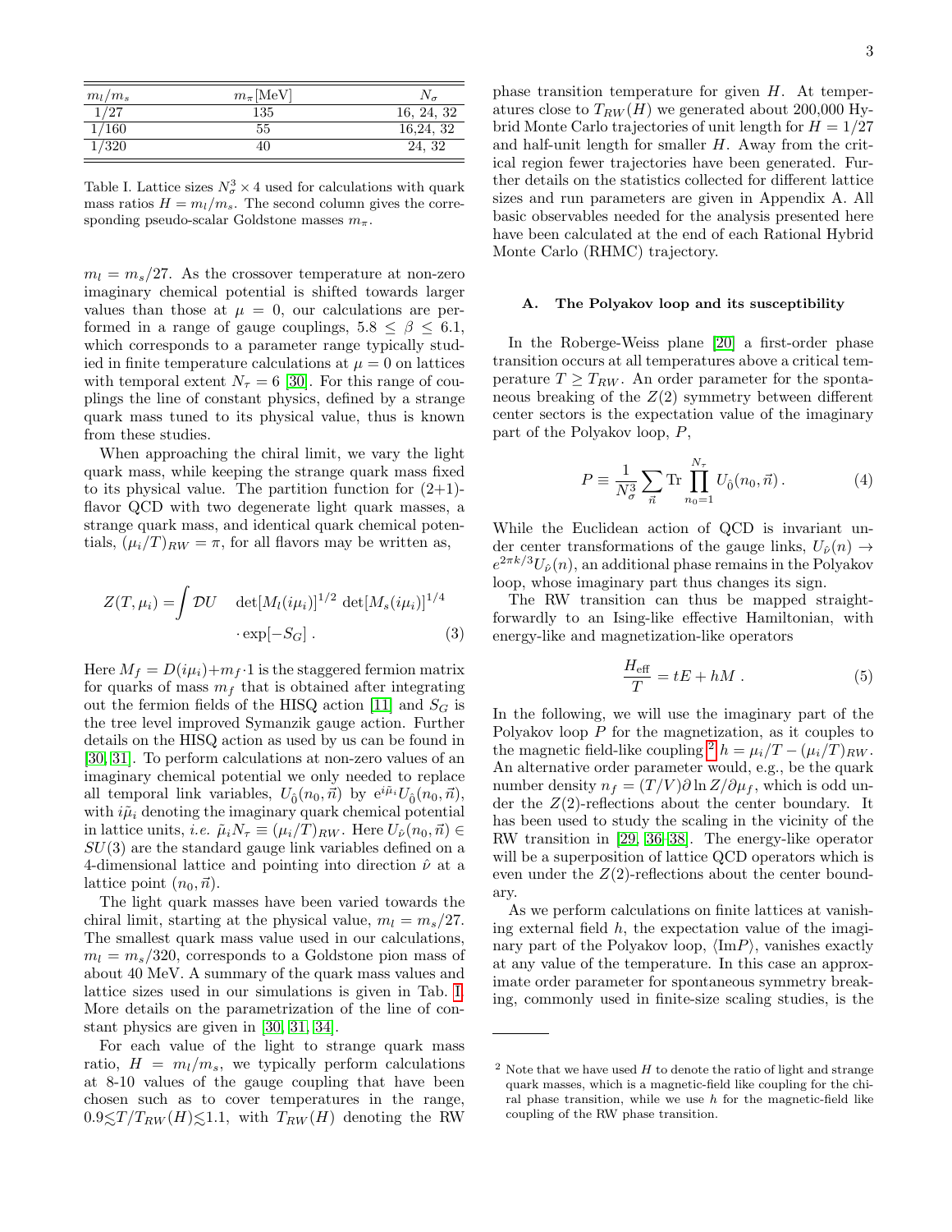| $m_l/m_s$ | $m_\pi$[MeV] | $N_\sigma$ |
|---|---|---|
| 1/27 | 135 | 16, 24, 32 |
| 1/160 | 55 | 16,24, 32 |
| 1/320 | 40 | 24, 32 |

Table I. Lattice sizes $N_\sigma^3 \times 4$ used for calculations with quark mass ratios $H = m_l/m_s$. The second column gives the corresponding pseudo-scalar Goldstone masses $m_\pi$.

$m_l = m_s/27$. As the crossover temperature at non-zero imaginary chemical potential is shifted towards larger values than those at $\mu = 0$, our calculations are performed in a range of gauge couplings, $5.8 \leq \beta \leq 6.1$, which corresponds to a parameter range typically studied in finite temperature calculations at $\mu = 0$ on lattices with temporal extent $N_\tau = 6$ [30]. For this range of couplings the line of constant physics, defined by a strange quark mass tuned to its physical value, thus is known from these studies.

When approaching the chiral limit, we vary the light quark mass, while keeping the strange quark mass fixed to its physical value. The partition function for (2+1)-flavor QCD with two degenerate light quark masses, a strange quark mass, and identical quark chemical potentials, $(\mu_i/T)_{RW} = \pi$, for all flavors may be written as,

$$
Z(T, \mu_i) = \int \mathcal{D}U \quad \det[M_l(i\mu_i)]^{1/2} \det[M_s(i\mu_i)]^{1/4} \cdot \exp[-S_G] \, . \tag{3}
$$

Here $M_f = D(i\mu_i) + m_f \cdot 1$ is the staggered fermion matrix for quarks of mass $m_f$ that is obtained after integrating out the fermion fields of the HISQ action [11] and $S_G$ is the tree level improved Symanzik gauge action. Further details on the HISQ action as used by us can be found in [30, 31]. To perform calculations at non-zero values of an imaginary chemical potential we only needed to replace all temporal link variables, $U_{\hat{0}}(n_0, \vec{n})$ by $e^{i\tilde{\mu}_i} U_{\hat{0}}(n_0, \vec{n})$, with $i\tilde{\mu}_i$ denoting the imaginary quark chemical potential in lattice units, *i.e.* $\tilde{\mu}_i N_\tau \equiv (\mu_i/T)_{RW}$. Here $U_{\hat{\nu}}(n_0, \vec{n}) \in SU(3)$ are the standard gauge link variables defined on a 4-dimensional lattice and pointing into direction $\hat{\nu}$ at a lattice point $(n_0, \vec{n})$.

The light quark masses have been varied towards the chiral limit, starting at the physical value, $m_l = m_s/27$. The smallest quark mass value used in our calculations, $m_l = m_s/320$, corresponds to a Goldstone pion mass of about 40 MeV. A summary of the quark mass values and lattice sizes used in our simulations is given in Tab. I. More details on the parametrization of the line of constant physics are given in [30, 31, 34].

For each value of the light to strange quark mass ratio, $H = m_l/m_s$, we typically perform calculations at 8-10 values of the gauge coupling that have been chosen such as to cover temperatures in the range, $0.9 \lesssim T/T_{RW}(H) \lesssim 1.1$, with $T_{RW}(H)$ denoting the RW phase transition temperature for given $H$. At temperatures close to $T_{RW}(H)$ we generated about 200,000 Hybrid Monte Carlo trajectories of unit length for $H = 1/27$ and half-unit length for smaller $H$. Away from the critical region fewer trajectories have been generated. Further details on the statistics collected for different lattice sizes and run parameters are given in Appendix A. All basic observables needed for the analysis presented here have been calculated at the end of each Rational Hybrid Monte Carlo (RHMC) trajectory.

### A. The Polyakov loop and its susceptibility

In the Roberge-Weiss plane [20] a first-order phase transition occurs at all temperatures above a critical temperature $T \geq T_{RW}$. An order parameter for the spontaneous breaking of the $Z(2)$ symmetry between different center sectors is the expectation value of the imaginary part of the Polyakov loop, $P$,

$$
P \equiv \frac{1}{N_\sigma^3} \sum_{\vec{n}} \mathrm{Tr} \prod_{n_0=1}^{N_\tau} U_{\hat{0}}(n_0, \vec{n}) \, . \tag{4}
$$

While the Euclidean action of QCD is invariant under center transformations of the gauge links, $U_{\hat{\nu}}(n) \rightarrow e^{2\pi k/3} U_{\hat{\nu}}(n)$, an additional phase remains in the Polyakov loop, whose imaginary part thus changes its sign.

The RW transition can thus be mapped straightforwardly to an Ising-like effective Hamiltonian, with energy-like and magnetization-like operators

$$
\frac{H_{\rm eff}}{T} = tE + hM \, . \tag{5}
$$

In the following, we will use the imaginary part of the Polyakov loop $P$ for the magnetization, as it couples to the magnetic field-like coupling [2] $h = \mu_i/T - (\mu_i/T)_{RW}$. An alternative order parameter would, e.g., be the quark number density $n_f = (T/V)\partial \ln Z/\partial \mu_f$, which is odd under the $Z(2)$-reflections about the center boundary. It has been used to study the scaling in the vicinity of the RW transition in [29, 36–38]. The energy-like operator will be a superposition of lattice QCD operators which is even under the $Z(2)$-reflections about the center boundary.

As we perform calculations on finite lattices at vanishing external field $h$, the expectation value of the imaginary part of the Polyakov loop, $\langle {\rm Im}P \rangle$, vanishes exactly at any value of the temperature. In this case an approximate order parameter for spontaneous symmetry breaking, commonly used in finite-size scaling studies, is the

[2] Note that we have used $H$ to denote the ratio of light and strange quark masses, which is a magnetic-field like coupling for the chiral phase transition, while we use $h$ for the magnetic-field like coupling of the RW phase transition.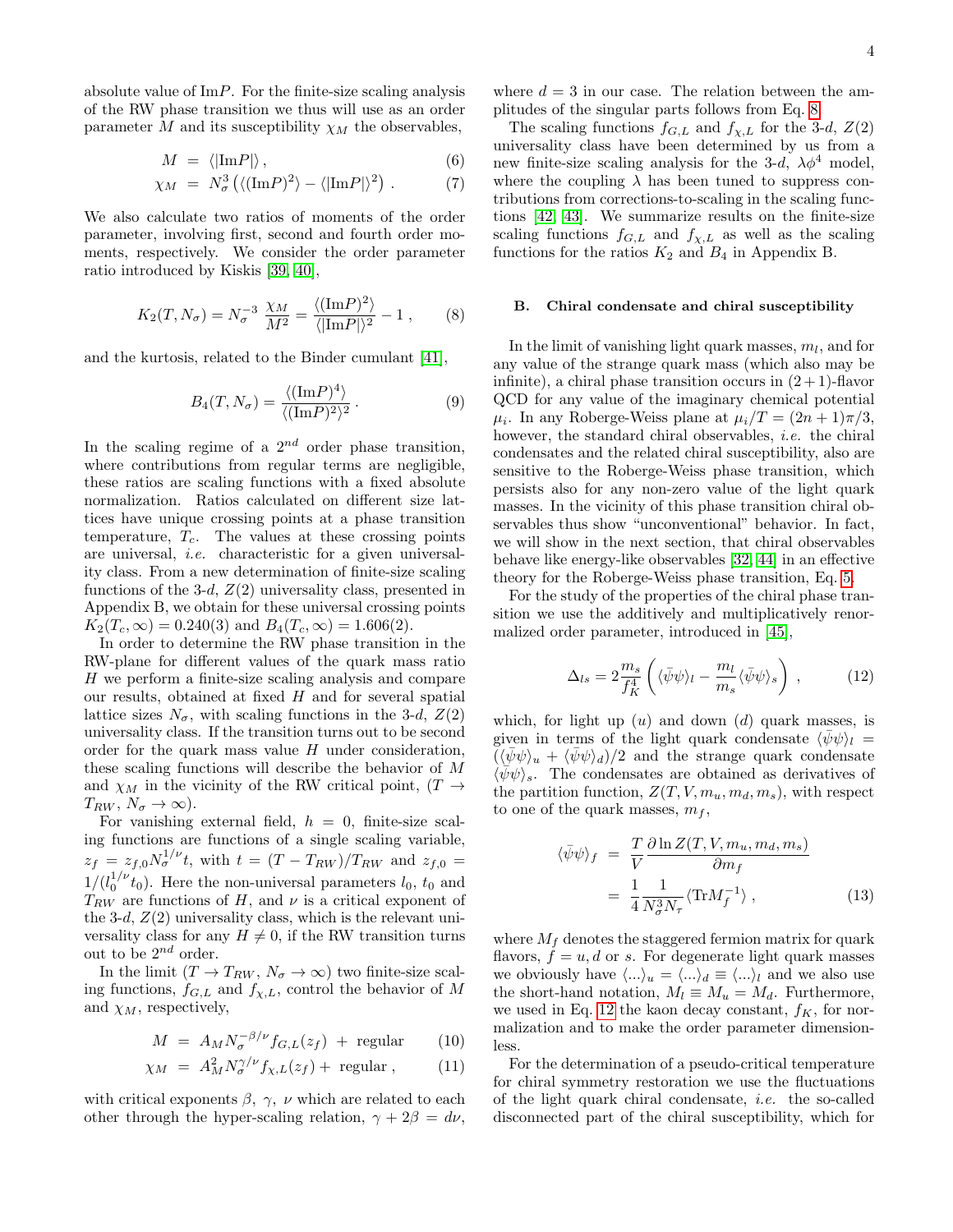absolute value of Im$P$. For the finite-size scaling analysis of the RW phase transition we thus will use as an order parameter $M$ and its susceptibility $\chi_M$ the observables,

$$
\begin{aligned}
M &= \langle |\mathrm{Im}P| \rangle , &(6)\\
\chi_M &= N_\sigma^3 \left( \langle (\mathrm{Im}P)^2 \rangle - \langle |\mathrm{Im}P| \rangle^2 \right) . &(7)
\end{aligned}
$$

We also calculate two ratios of moments of the order parameter, involving first, second and fourth order moments, respectively. We consider the order parameter ratio introduced by Kiskis [39, 40],

$$
K_2(T, N_\sigma) = N_\sigma^{-3} \ \frac{\chi_M}{M^2} = \frac{\langle (\mathrm{Im}P)^2 \rangle}{\langle |\mathrm{Im}P| \rangle^2} - 1 \ , \qquad (8)
$$

and the kurtosis, related to the Binder cumulant [41],

$$
B_4(T, N_\sigma) = \frac{\langle (\mathrm{Im}P)^4 \rangle}{\langle (\mathrm{Im}P)^2 \rangle^2} \ . \qquad (9)
$$

In the scaling regime of a $2^{nd}$ order phase transition, where contributions from regular terms are negligible, these ratios are scaling functions with a fixed absolute normalization. Ratios calculated on different size lattices have unique crossing points at a phase transition temperature, $T_c$. The values at these crossing points are universal, *i.e.* characteristic for a given universality class. From a new determination of finite-size scaling functions of the 3-$d$, $Z(2)$ universality class, presented in Appendix B, we obtain for these universal crossing points $K_2(T_c, \infty) = 0.240(3)$ and $B_4(T_c, \infty) = 1.606(2)$.

In order to determine the RW phase transition in the RW-plane for different values of the quark mass ratio $H$ we perform a finite-size scaling analysis and compare our results, obtained at fixed $H$ and for several spatial lattice sizes $N_\sigma$, with scaling functions in the 3-$d$, $Z(2)$ universality class. If the transition turns out to be second order for the quark mass value $H$ under consideration, these scaling functions will describe the behavior of $M$ and $\chi_M$ in the vicinity of the RW critical point, ($T \to T_{RW}$, $N_\sigma \to \infty$).

For vanishing external field, $h = 0$, finite-size scaling functions are functions of a single scaling variable, $z_f = z_{f,0} N_\sigma^{1/\nu} t$, with $t = (T - T_{RW})/T_{RW}$ and $z_{f,0} = 1/(l_0^{1/\nu} t_0)$. Here the non-universal parameters $l_0$, $t_0$ and $T_{RW}$ are functions of $H$, and $\nu$ is a critical exponent of the 3-$d$, $Z(2)$ universality class, which is the relevant universality class for any $H \neq 0$, if the RW transition turns out to be $2^{nd}$ order.

In the limit ($T \to T_{RW}$, $N_\sigma \to \infty$) two finite-size scaling functions, $f_{G,L}$ and $f_{\chi,L}$, control the behavior of $M$ and $\chi_M$, respectively,

$$
\begin{aligned}
M &= A_M N_\sigma^{-\beta/\nu} f_{G,L}(z_f) \ + \ \text{regular} &(10)\\
\chi_M &= A_M^2 N_\sigma^{\gamma/\nu} f_{\chi,L}(z_f) + \ \text{regular} \ , &(11)
\end{aligned}
$$

with critical exponents $\beta$, $\gamma$, $\nu$ which are related to each other through the hyper-scaling relation, $\gamma + 2\beta = d\nu$, where $d = 3$ in our case. The relation between the amplitudes of the singular parts follows from Eq. 8.

The scaling functions $f_{G,L}$ and $f_{\chi,L}$ for the 3-$d$, $Z(2)$ universality class have been determined by us from a new finite-size scaling analysis for the 3-$d$, $\lambda\phi^4$ model, where the coupling $\lambda$ has been tuned to suppress contributions from corrections-to-scaling in the scaling functions [42, 43]. We summarize results on the finite-size scaling functions $f_{G,L}$ and $f_{\chi,L}$ as well as the scaling functions for the ratios $K_2$ and $B_4$ in Appendix B.

### B. Chiral condensate and chiral susceptibility

In the limit of vanishing light quark masses, $m_l$, and for any value of the strange quark mass (which also may be infinite), a chiral phase transition occurs in (2 + 1)-flavor QCD for any value of the imaginary chemical potential $\mu_i$. In any Roberge-Weiss plane at $\mu_i/T = (2n+1)\pi/3$, however, the standard chiral observables, *i.e.* the chiral condensates and the related chiral susceptibility, also are sensitive to the Roberge-Weiss phase transition, which persists also for any non-zero value of the light quark masses. In the vicinity of this phase transition chiral observables thus show "unconventional" behavior. In fact, we will show in the next section, that chiral observables behave like energy-like observables [32, 44] in an effective theory for the Roberge-Weiss phase transition, Eq. 5.

For the study of the properties of the chiral phase transition we use the additively and multiplicatively renormalized order parameter, introduced in [45],

$$
\Delta_{ls} = 2 \frac{m_s}{f_K^4} \left( \langle \bar{\psi}\psi \rangle_l - \frac{m_l}{m_s} \langle \bar{\psi}\psi \rangle_s \right) \ , \qquad (12)
$$

which, for light up ($u$) and down ($d$) quark masses, is given in terms of the light quark condensate $\langle \bar{\psi}\psi \rangle_l = (\langle \bar{\psi}\psi \rangle_u + \langle \bar{\psi}\psi \rangle_d)/2$ and the strange quark condensate $\langle \bar{\psi}\psi \rangle_s$. The condensates are obtained as derivatives of the partition function, $Z(T, V, m_u, m_d, m_s)$, with respect to one of the quark masses, $m_f$,

$$
\begin{aligned}
\langle \bar{\psi}\psi \rangle_f &= \frac{T}{V} \frac{\partial \ln Z(T, V, m_u, m_d, m_s)}{\partial m_f} \\
&= \frac{1}{4} \frac{1}{N_\sigma^3 N_\tau} \langle \mathrm{Tr} M_f^{-1} \rangle \ , \qquad (13)
\end{aligned}
$$

where $M_f$ denotes the staggered fermion matrix for quark flavors, $f = u, d$ or $s$. For degenerate light quark masses we obviously have $\langle ... \rangle_u = \langle ... \rangle_d \equiv \langle ... \rangle_l$ and we also use the short-hand notation, $M_l \equiv M_u = M_d$. Furthermore, we used in Eq. 12 the kaon decay constant, $f_K$, for normalization and to make the order parameter dimensionless.

For the determination of a pseudo-critical temperature for chiral symmetry restoration we use the fluctuations of the light quark chiral condensate, *i.e.* the so-called disconnected part of the chiral susceptibility, which for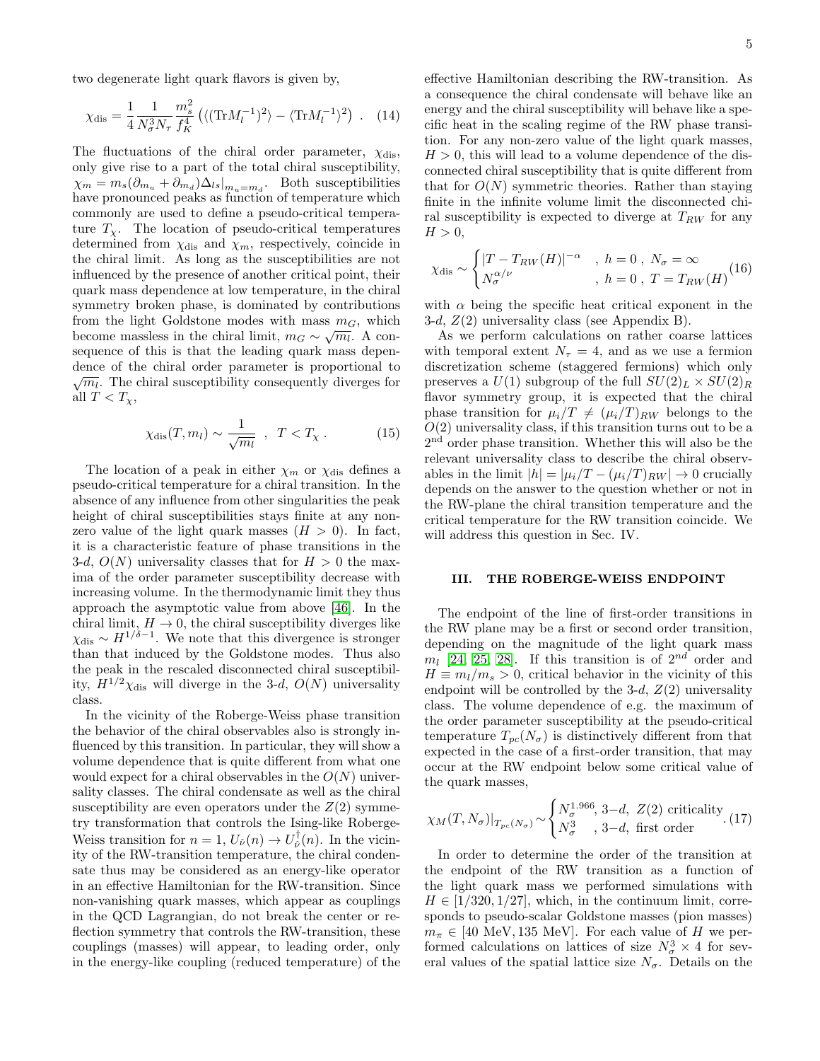two degenerate light quark flavors is given by,

$$\chi_{\rm dis} = \frac{1}{4}\frac{1}{N_\sigma^3 N_\tau}\frac{m_s^2}{f_K^4}\left(\langle({\rm Tr}M_l^{-1})^2\rangle - \langle{\rm Tr}M_l^{-1}\rangle^2\right) \ . \quad (14)$$

The fluctuations of the chiral order parameter, $\chi_{\rm dis}$, only give rise to a part of the total chiral susceptibility, $\chi_m = m_s(\partial_{m_u} + \partial_{m_d})\Delta_{ls}|_{m_u=m_d}$. Both susceptibilities have pronounced peaks as function of temperature which commonly are used to define a pseudo-critical temperature $T_\chi$. The location of pseudo-critical temperatures determined from $\chi_{\rm dis}$ and $\chi_m$, respectively, coincide in the chiral limit. As long as the susceptibilities are not influenced by the presence of another critical point, their quark mass dependence at low temperature, in the chiral symmetry broken phase, is dominated by contributions from the light Goldstone modes with mass $m_G$, which become massless in the chiral limit, $m_G \sim \sqrt{m_l}$. A consequence of this is that the leading quark mass dependence of the chiral order parameter is proportional to $\sqrt{m_l}$. The chiral susceptibility consequently diverges for all $T < T_\chi$,

$$\chi_{\rm dis}(T, m_l) \sim \frac{1}{\sqrt{m_l}} \ \ , \ \ T < T_\chi \ . \quad (15)$$

The location of a peak in either $\chi_m$ or $\chi_{\rm dis}$ defines a pseudo-critical temperature for a chiral transition. In the absence of any influence from other singularities the peak height of chiral susceptibilities stays finite at any non-zero value of the light quark masses ($H > 0$). In fact, it is a characteristic feature of phase transitions in the 3-$d$, $O(N)$ universality classes that for $H > 0$ the maxima of the order parameter susceptibility decrease with increasing volume. In the thermodynamic limit they thus approach the asymptotic value from above [46]. In the chiral limit, $H \to 0$, the chiral susceptibility diverges like $\chi_{\rm dis} \sim H^{1/\delta - 1}$. We note that this divergence is stronger than that induced by the Goldstone modes. Thus also the peak in the rescaled disconnected chiral susceptibility, $H^{1/2}\chi_{\rm dis}$ will diverge in the 3-$d$, $O(N)$ universality class.

In the vicinity of the Roberge-Weiss phase transition the behavior of the chiral observables also is strongly influenced by this transition. In particular, they will show a volume dependence that is quite different from what one would expect for a chiral observables in the $O(N)$ universality classes. The chiral condensate as well as the chiral susceptibility are even operators under the $Z(2)$ symmetry transformation that controls the Ising-like Roberge-Weiss transition for $n = 1$, $U_{\hat{\nu}}(n) \to U^\dagger_{\hat{\nu}}(n)$. In the vicinity of the RW-transition temperature, the chiral condensate thus may be considered as an energy-like operator in an effective Hamiltonian for the RW-transition. Since non-vanishing quark masses, which appear as couplings in the QCD Lagrangian, do not break the center or reflection symmetry that controls the RW-transition, these couplings (masses) will appear, to leading order, only in the energy-like coupling (reduced temperature) of the effective Hamiltonian describing the RW-transition. As a consequence the chiral condensate will behave like an energy and the chiral susceptibility will behave like a specific heat in the scaling regime of the RW phase transition. For any non-zero value of the light quark masses, $H > 0$, this will lead to a volume dependence of the disconnected chiral susceptibility that is quite different from that for $O(N)$ symmetric theories. Rather than staying finite in the infinite volume limit the disconnected chiral susceptibility is expected to diverge at $T_{RW}$ for any $H > 0$,

$$\chi_{\rm dis} \sim \begin{cases} |T - T_{RW}(H)|^{-\alpha} & , \ h = 0 \ , \ N_\sigma = \infty \\ N_\sigma^{\alpha/\nu} & , \ h = 0 \ , \ T = T_{RW}(H) \end{cases} \quad (16)$$

with $\alpha$ being the specific heat critical exponent in the 3-$d$, $Z(2)$ universality class (see Appendix B).

As we perform calculations on rather coarse lattices with temporal extent $N_\tau = 4$, and as we use a fermion discretization scheme (staggered fermions) which only preserves a $U(1)$ subgroup of the full $SU(2)_L \times SU(2)_R$ flavor symmetry group, it is expected that the chiral phase transition for $\mu_i/T \neq (\mu_i/T)_{RW}$ belongs to the $O(2)$ universality class, if this transition turns out to be a 2$^{\rm nd}$ order phase transition. Whether this will also be the relevant universality class to describe the chiral observables in the limit $|h| = |\mu_i/T - (\mu_i/T)_{RW}| \to 0$ crucially depends on the answer to the question whether or not in the RW-plane the chiral transition temperature and the critical temperature for the RW transition coincide. We will address this question in Sec. IV.

## III. THE ROBERGE-WEISS ENDPOINT

The endpoint of the line of first-order transitions in the RW plane may be a first or second order transition, depending on the magnitude of the light quark mass $m_l$ [24, 25, 28]. If this transition is of $2^{nd}$ order and $H \equiv m_l/m_s > 0$, critical behavior in the vicinity of this endpoint will be controlled by the 3-$d$, $Z(2)$ universality class. The volume dependence of e.g. the maximum of the order parameter susceptibility at the pseudo-critical temperature $T_{pc}(N_\sigma)$ is distinctively different from that expected in the case of a first-order transition, that may occur at the RW endpoint below some critical value of the quark masses,

$$\chi_M(T, N_\sigma)|_{T_{pc}(N_\sigma)} \sim \begin{cases} N_\sigma^{1.966}, & 3\text{−}d, \ Z(2) \text{ criticality} \\ N_\sigma^3 & , \ 3\text{−}d, \text{ first order} \end{cases} . \quad (17)$$

In order to determine the order of the transition at the endpoint of the RW transition as a function of the light quark mass we performed simulations with $H \in [1/320, 1/27]$, which, in the continuum limit, corresponds to pseudo-scalar Goldstone masses (pion masses) $m_\pi \in [40 \text{ MeV}, 135 \text{ MeV}]$. For each value of $H$ we performed calculations on lattices of size $N_\sigma^3 \times 4$ for several values of the spatial lattice size $N_\sigma$. Details on the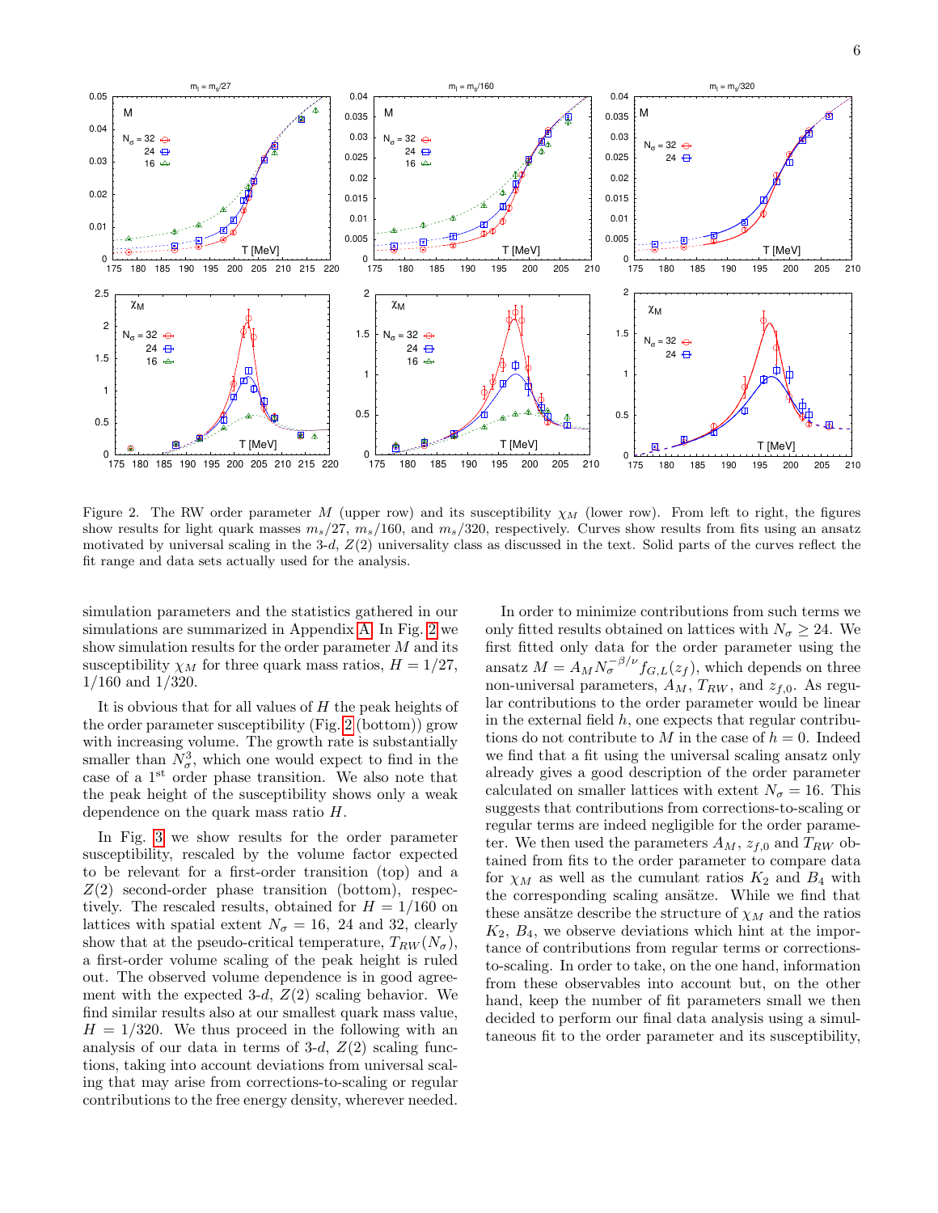Figure 2. The RW order parameter $M$ (upper row) and its susceptibility $\chi_M$ (lower row). From left to right, the figures show results for light quark masses $m_s/27$, $m_s/160$, and $m_s/320$, respectively. Curves show results from fits using an ansatz motivated by universal scaling in the 3-$d$, $Z(2)$ universality class as discussed in the text. Solid parts of the curves reflect the fit range and data sets actually used for the analysis.

simulation parameters and the statistics gathered in our simulations are summarized in Appendix A. In Fig. 2 we show simulation results for the order parameter $M$ and its susceptibility $\chi_M$ for three quark mass ratios, $H = 1/27$, $1/160$ and $1/320$.

It is obvious that for all values of $H$ the peak heights of the order parameter susceptibility (Fig. 2 (bottom)) grow with increasing volume. The growth rate is substantially smaller than $N_\sigma^3$, which one would expect to find in the case of a 1$^{\rm st}$ order phase transition. We also note that the peak height of the susceptibility shows only a weak dependence on the quark mass ratio $H$.

In Fig. 3 we show results for the order parameter susceptibility, rescaled by the volume factor expected to be relevant for a first-order transition (top) and a $Z(2)$ second-order phase transition (bottom), respectively. The rescaled results, obtained for $H = 1/160$ on lattices with spatial extent $N_\sigma = 16$, 24 and 32, clearly show that at the pseudo-critical temperature, $T_{RW}(N_\sigma)$, a first-order volume scaling of the peak height is ruled out. The observed volume dependence is in good agreement with the expected 3-$d$, $Z(2)$ scaling behavior. We find similar results also at our smallest quark mass value, $H = 1/320$. We thus proceed in the following with an analysis of our data in terms of 3-$d$, $Z(2)$ scaling functions, taking into account deviations from universal scaling that may arise from corrections-to-scaling or regular contributions to the free energy density, wherever needed.

In order to minimize contributions from such terms we only fitted results obtained on lattices with $N_\sigma \geq 24$. We first fitted only data for the order parameter using the ansatz $M = A_M N_\sigma^{-\beta/\nu} f_{G,L}(z_f)$, which depends on three non-universal parameters, $A_M$, $T_{RW}$, and $z_{f,0}$. As regular contributions to the order parameter would be linear in the external field $h$, one expects that regular contributions do not contribute to $M$ in the case of $h = 0$. Indeed we find that a fit using the universal scaling ansatz only already gives a good description of the order parameter calculated on smaller lattices with extent $N_\sigma = 16$. This suggests that contributions from corrections-to-scaling or regular terms are indeed negligible for the order parameter. We then used the parameters $A_M$, $z_{f,0}$ and $T_{RW}$ obtained from fits to the order parameter to compare data for $\chi_M$ as well as the cumulant ratios $K_2$ and $B_4$ with the corresponding scaling ansätze. While we find that these ansätze describe the structure of $\chi_M$ and the ratios $K_2$, $B_4$, we observe deviations which hint at the importance of contributions from regular terms or corrections-to-scaling. In order to take, on the one hand, information from these observables into account but, on the other hand, keep the number of fit parameters small we then decided to perform our final data analysis using a simultaneous fit to the order parameter and its susceptibility,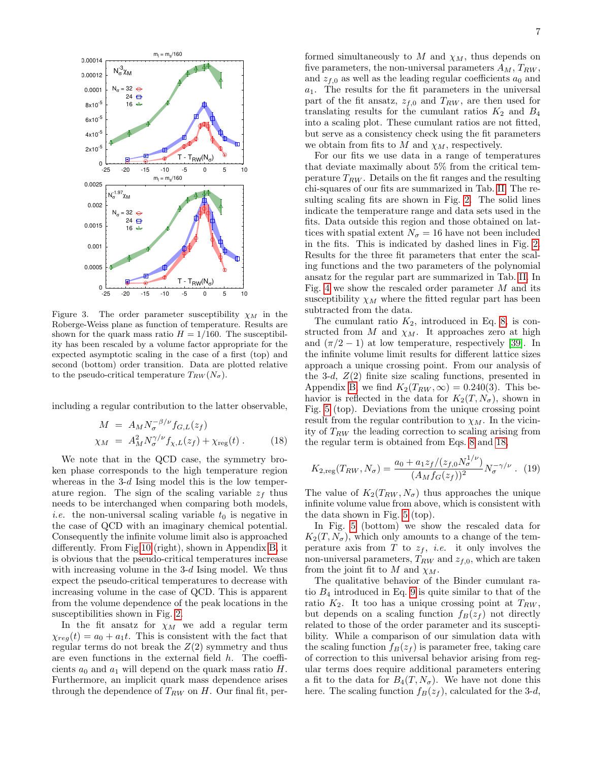Figure 3. The order parameter susceptibility $\chi_M$ in the Roberge-Weiss plane as function of temperature. Results are shown for the quark mass ratio $H = 1/160$. The susceptibility has been rescaled by a volume factor appropriate for the expected asymptotic scaling in the case of a first (top) and second (bottom) order transition. Data are plotted relative to the pseudo-critical temperature $T_{RW}(N_\sigma)$.

including a regular contribution to the latter observable,

$$
\begin{aligned}
M &= A_M N_\sigma^{-\beta/\nu} f_{G,L}(z_f) \\
\chi_M &= A_M^2 N_\sigma^{\gamma/\nu} f_{\chi,L}(z_f) + \chi_{\rm reg}(t) \, . \qquad (18)
\end{aligned}
$$

We note that in the QCD case, the symmetry broken phase corresponds to the high temperature region whereas in the 3-$d$ Ising model this is the low temperature region. The sign of the scaling variable $z_f$ thus needs to be interchanged when comparing both models, *i.e.* the non-universal scaling variable $t_0$ is negative in the case of QCD with an imaginary chemical potential. Consequently the infinite volume limit also is approached differently. From Fig 10 (right), shown in Appendix B, it is obvious that the pseudo-critical temperatures increase with increasing volume in the 3-$d$ Ising model. We thus expect the pseudo-critical temperatures to decrease with increasing volume in the case of QCD. This is apparent from the volume dependence of the peak locations in the susceptibilities shown in Fig. 2.

In the fit ansatz for $\chi_M$ we add a regular term $\chi_{reg}(t) = a_0 + a_1 t$. This is consistent with the fact that regular terms do not break the $Z(2)$ symmetry and thus are even functions in the external field $h$. The coefficients $a_0$ and $a_1$ will depend on the quark mass ratio $H$. Furthermore, an implicit quark mass dependence arises through the dependence of $T_{RW}$ on $H$. Our final fit, performed simultaneously to $M$ and $\chi_M$, thus depends on five parameters, the non-universal parameters $A_M$, $T_{RW}$, and $z_{f,0}$ as well as the leading regular coefficients $a_0$ and $a_1$. The results for the fit parameters in the universal part of the fit ansatz, $z_{f,0}$ and $T_{RW}$, are then used for translating results for the cumulant ratios $K_2$ and $B_4$ into a scaling plot. These cumulant ratios are not fitted, but serve as a consistency check using the fit parameters we obtain from fits to $M$ and $\chi_M$, respectively.

For our fits we use data in a range of temperatures that deviate maximally about 5% from the critical temperature $T_{RW}$. Details on the fit ranges and the resulting chi-squares of our fits are summarized in Tab. II. The resulting scaling fits are shown in Fig. 2. The solid lines indicate the temperature range and data sets used in the fits. Data outside this region and those obtained on lattices with spatial extent $N_\sigma = 16$ have not been included in the fits. This is indicated by dashed lines in Fig. 2. Results for the three fit parameters that enter the scaling functions and the two parameters of the polynomial ansatz for the regular part are summarized in Tab. II. In Fig. 4 we show the rescaled order parameter $M$ and its susceptibility $\chi_M$ where the fitted regular part has been subtracted from the data.

The cumulant ratio $K_2$, introduced in Eq. 8, is constructed from $M$ and $\chi_M$. It approaches zero at high and $(\pi/2 - 1)$ at low temperature, respectively [39]. In the infinite volume limit results for different lattice sizes approach a unique crossing point. From our analysis of the 3-$d$, $Z(2)$ finite size scaling functions, presented in Appendix B, we find $K_2(T_{RW}, \infty) = 0.240(3)$. This behavior is reflected in the data for $K_2(T, N_\sigma)$, shown in Fig. 5 (top). Deviations from the unique crossing point result from the regular contribution to $\chi_M$. In the vicinity of $T_{RW}$ the leading correction to scaling arising from the regular term is obtained from Eqs. 8 and 18,

$$
K_{2,{\rm reg}}(T_{RW}, N_\sigma) = \frac{a_0 + a_1 z_f/(z_{f,0} N_\sigma^{1/\nu})}{(A_M f_G(z_f))^2} N_\sigma^{-\gamma/\nu} \, . \quad (19)
$$

The value of $K_2(T_{RW}, N_\sigma)$ thus approaches the unique infinite volume value from above, which is consistent with the data shown in Fig. 5 (top).

In Fig. 5 (bottom) we show the rescaled data for $K_2(T, N_\sigma)$, which only amounts to a change of the temperature axis from $T$ to $z_f$, *i.e.* it only involves the non-universal parameters, $T_{RW}$ and $z_{f,0}$, which are taken from the joint fit to $M$ and $\chi_M$.

The qualitative behavior of the Binder cumulant ratio $B_4$ introduced in Eq. 9 is quite similar to that of the ratio $K_2$. It too has a unique crossing point at $T_{RW}$, but depends on a scaling function $f_B(z_f)$ not directly related to those of the order parameter and its susceptibility. While a comparison of our simulation data with the scaling function $f_B(z_f)$ is parameter free, taking care of correction to this universal behavior arising from regular terms does require additional parameters entering a fit to the data for $B_4(T, N_\sigma)$. We have not done this here. The scaling function $f_B(z_f)$, calculated for the 3-$d$,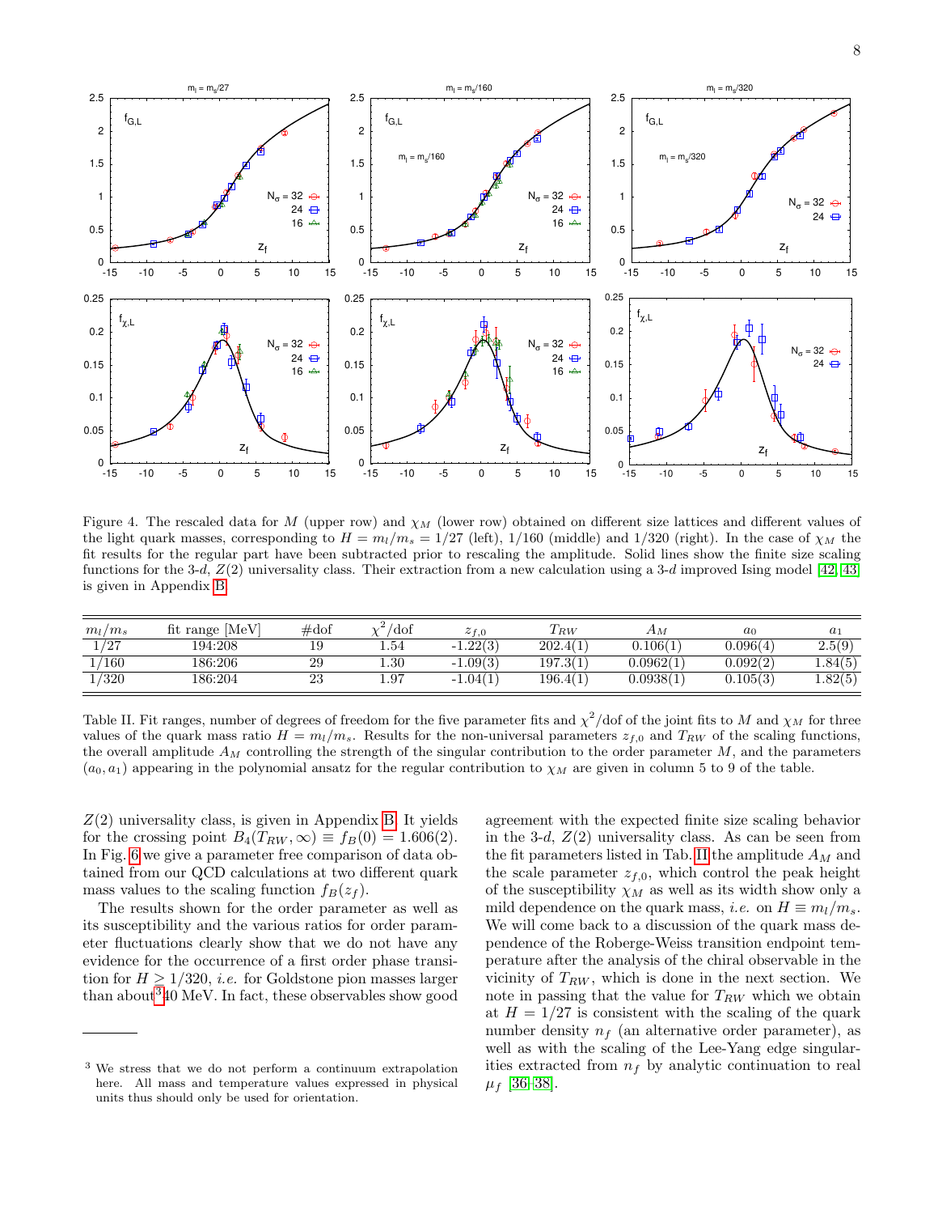Figure 4. The rescaled data for $M$ (upper row) and $\chi_M$ (lower row) obtained on different size lattices and different values of the light quark masses, corresponding to $H = m_l/m_s = 1/27$ (left), $1/160$ (middle) and $1/320$ (right). In the case of $\chi_M$ the fit results for the regular part have been subtracted prior to rescaling the amplitude. Solid lines show the finite size scaling functions for the 3-$d$, $Z(2)$ universality class. Their extraction from a new calculation using a 3-$d$ improved Ising model [42, 43] is given in Appendix B.

| $m_l/m_s$ | fit range [MeV] | #dof | $\chi^2$/dof | $z_{f,0}$ | $T_{RW}$ | $A_M$ | $a_0$ | $a_1$ |
|---|---|---|---|---|---|---|---|---|
| 1/27 | 194:208 | 19 | 1.54 | -1.22(3) | 202.4(1) | 0.106(1) | 0.096(4) | 2.5(9) |
| 1/160 | 186:206 | 29 | 1.30 | -1.09(3) | 197.3(1) | 0.0962(1) | 0.092(2) | 1.84(5) |
| 1/320 | 186:204 | 23 | 1.97 | -1.04(1) | 196.4(1) | 0.0938(1) | 0.105(3) | 1.82(5) |

Table II. Fit ranges, number of degrees of freedom for the five parameter fits and $\chi^2$/dof of the joint fits to $M$ and $\chi_M$ for three values of the quark mass ratio $H = m_l/m_s$. Results for the non-universal parameters $z_{f,0}$ and $T_{RW}$ of the scaling functions, the overall amplitude $A_M$ controlling the strength of the singular contribution to the order parameter $M$, and the parameters $(a_0, a_1)$ appearing in the polynomial ansatz for the regular contribution to $\chi_M$ are given in column 5 to 9 of the table.

$Z(2)$ universality class, is given in Appendix B. It yields for the crossing point $B_4(T_{RW}, \infty) \equiv f_B(0) = 1.606(2)$. In Fig. 6 we give a parameter free comparison of data obtained from our QCD calculations at two different quark mass values to the scaling function $f_B(z_f)$.

The results shown for the order parameter as well as its susceptibility and the various ratios for order parameter fluctuations clearly show that we do not have any evidence for the occurrence of a first order phase transition for $H \geq 1/320$, *i.e.* for Goldstone pion masses larger than about[3] 40 MeV. In fact, these observables show good agreement with the expected finite size scaling behavior in the 3-$d$, $Z(2)$ universality class. As can be seen from the fit parameters listed in Tab. II the amplitude $A_M$ and the scale parameter $z_{f,0}$, which control the peak height of the susceptibility $\chi_M$ as well as its width show only a mild dependence on the quark mass, *i.e.* on $H \equiv m_l/m_s$. We will come back to a discussion of the quark mass dependence of the Roberge-Weiss transition endpoint temperature after the analysis of the chiral observable in the vicinity of $T_{RW}$, which is done in the next section. We note in passing that the value for $T_{RW}$ which we obtain at $H = 1/27$ is consistent with the scaling of the quark number density $n_f$ (an alternative order parameter), as well as the scaling of the Lee-Yang edge singularities extracted from $n_f$ by analytic continuation to real $\mu_f$ [36–38].

[3] We stress that we do not perform a continuum extrapolation here. All mass and temperature values expressed in physical units thus should only be used for orientation.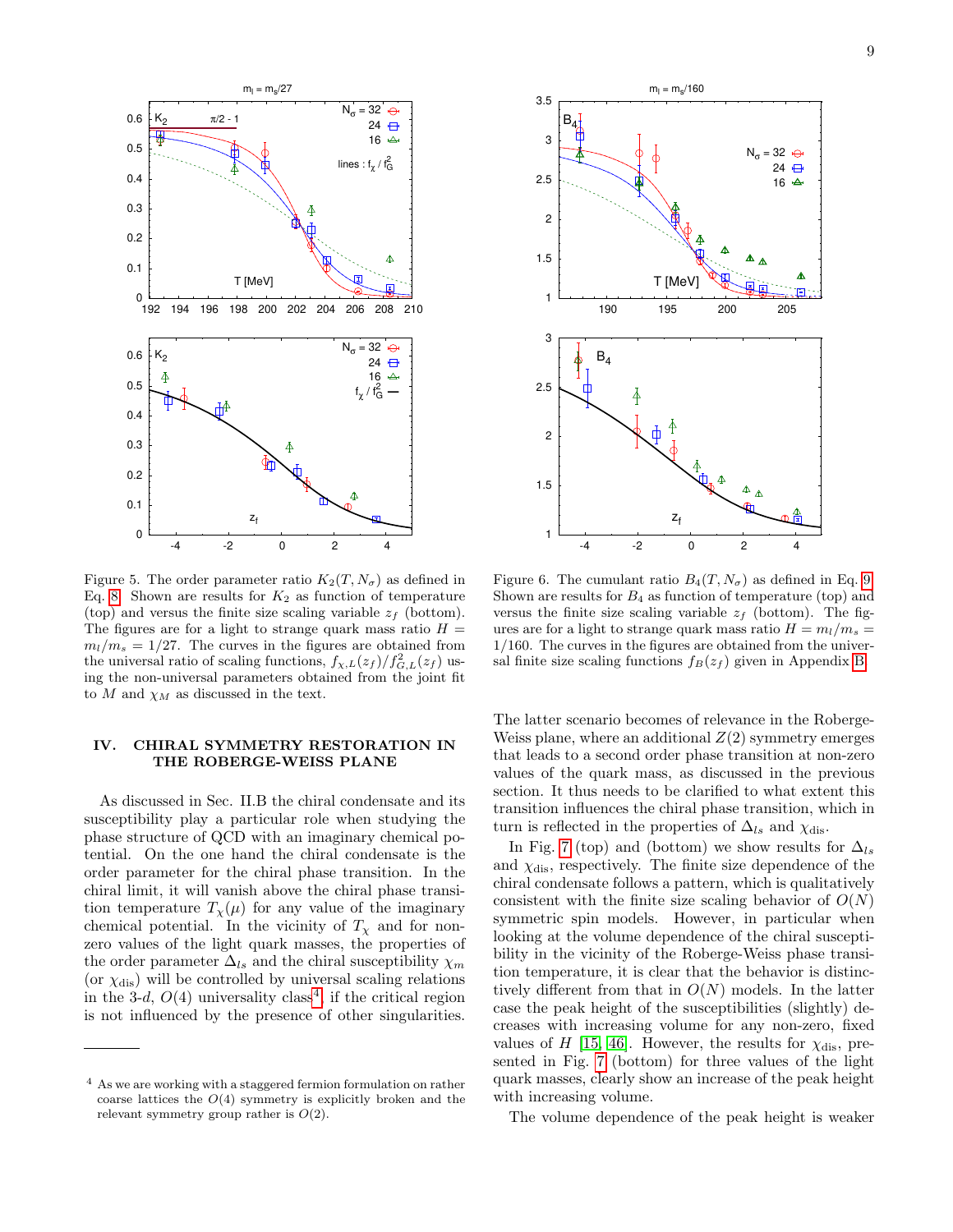Figure 5. The order parameter ratio $K_2(T, N_\sigma)$ as defined in Eq. 8. Shown are results for $K_2$ as function of temperature (top) and versus the finite size scaling variable $z_f$ (bottom). The figures are for a light to strange quark mass ratio $H = m_l/m_s = 1/27$. The curves in the figures are obtained from the universal ratio of scaling functions, $f_{\chi,L}(z_f)/f^2_{G,L}(z_f)$ using the non-universal parameters obtained from the joint fit to $M$ and $\chi_M$ as discussed in the text.

Figure 6. The cumulant ratio $B_4(T, N_\sigma)$ as defined in Eq. 9. Shown are results for $B_4$ as function of temperature (top) and versus the finite size scaling variable $z_f$ (bottom). The figures are for a light to strange quark mass ratio $H = m_l/m_s = 1/160$. The curves in the figures are obtained from the universal finite size scaling functions $f_B(z_f)$ given in Appendix B.

## IV. CHIRAL SYMMETRY RESTORATION IN THE ROBERGE-WEISS PLANE

As discussed in Sec. II.B the chiral condensate and its susceptibility play a particular role when studying the phase structure of QCD with an imaginary chemical potential. On the one hand the chiral condensate is the order parameter for the chiral phase transition. In the chiral limit, it will vanish above the chiral phase transition temperature $T_\chi(\mu)$ for any value of the imaginary chemical potential. In the vicinity of $T_\chi$ and for non-zero values of the light quark masses, the properties of the order parameter $\Delta_{ls}$ and the chiral susceptibility $\chi_m$ (or $\chi_{\rm dis}$) will be controlled by universal scaling relations in the 3-$d$, $O(4)$ universality class[4], if the critical region is not influenced by the presence of other singularities. The latter scenario becomes of relevance in the Roberge-Weiss plane, where an additional $Z(2)$ symmetry emerges that leads to a second order phase transition at non-zero values of the quark mass, as discussed in the previous section. It thus needs to be clarified to what extent this transition influences the chiral phase transition, which in turn is reflected in the properties of $\Delta_{ls}$ and $\chi_{\rm dis}$.

In Fig. 7 (top) and (bottom) we show results for $\Delta_{ls}$ and $\chi_{\rm dis}$, respectively. The finite size dependence of the chiral condensate follows a pattern, which is qualitatively consistent with the finite size scaling behavior of $O(N)$ symmetric spin models. However, in particular when looking at the volume dependence of the chiral susceptibility in the vicinity of the Roberge-Weiss phase transition temperature, it is clear that the behavior is distinctively different from that in $O(N)$ models. In the latter case the peak height of the susceptibilities (slightly) decreases with increasing volume for any non-zero, fixed values of $H$ [15, 46]. However, the results for $\chi_{\rm dis}$, presented in Fig. 7 (bottom) for three values of the light quark masses, clearly show an increase of the peak height with increasing volume.

The volume dependence of the peak height is weaker

[4] As we are working with a staggered fermion formulation on rather coarse lattices the $O(4)$ symmetry is explicitly broken and the relevant symmetry group rather is $O(2)$.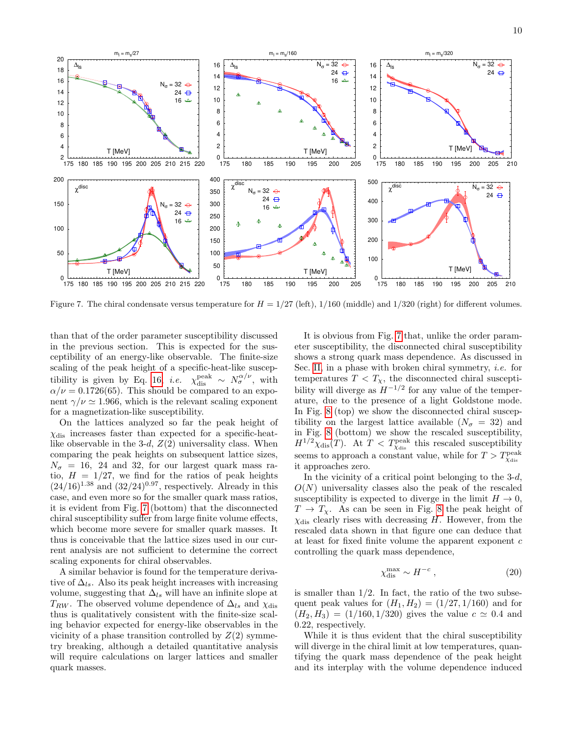Figure 7. The chiral condensate versus temperature for $H = 1/27$ (left), $1/160$ (middle) and $1/320$ (right) for different volumes.

than that of the order parameter susceptibility discussed in the previous section. This is expected for the susceptibility of an energy-like observable. The finite-size scaling of the peak height of a specific-heat-like susceptibility is given by Eq. [16] *i.e.* $\chi_{\rm dis}^{\rm peak} \sim N_\sigma^{\alpha/\nu}$, with $\alpha/\nu = 0.1726(65)$. This should be compared to an exponent $\gamma/\nu \simeq 1.966$, which is the relevant scaling exponent for a magnetization-like susceptibility.

On the lattices analyzed so far the peak height of $\chi_{\rm dis}$ increases faster than expected for a specific-heat-like observable in the 3-$d$, $Z(2)$ universality class. When comparing the peak heights on subsequent lattice sizes, $N_\sigma = 16$, 24 and 32, for our largest quark mass ratio, $H = 1/27$, we find for the ratios of peak heights $(24/16)^{1.38}$ and $(32/24)^{0.97}$, respectively. Already in this case, and even more so for the smaller quark mass ratios, it is evident from Fig. [7] (bottom) that the disconnected chiral susceptibility suffer from large finite volume effects, which become more severe for smaller quark masses. It thus is conceivable that the lattice sizes used in our current analysis are not sufficient to determine the correct scaling exponents for chiral observables.

A similar behavior is found for the temperature derivative of $\Delta_{ls}$. Also its peak height increases with increasing volume, suggesting that $\Delta_{ls}$ will have an infinite slope at $T_{RW}$. The observed volume dependence of $\Delta_{ls}$ and $\chi_{\rm dis}$ thus is qualitatively consistent with the finite-size scaling behavior expected for energy-like observables in the vicinity of a phase transition controlled by $Z(2)$ symmetry breaking, although a detailed quantitative analysis will require calculations on larger lattices and smaller quark masses.

It is obvious from Fig. [7] that, unlike the order parameter susceptibility, the disconnected chiral susceptibility shows a strong quark mass dependence. As discussed in Sec. [II], in a phase with broken chiral symmetry, *i.e.* for temperatures $T < T_\chi$, the disconnected chiral susceptibility will diverge as $H^{-1/2}$ for any value of the temperature, due to the presence of a light Goldstone mode. In Fig. [8] (top) we show the disconnected chiral susceptibility on the largest lattice available ($N_\sigma = 32$) and in Fig. [8] (bottom) we show the rescaled susceptibility, $H^{1/2}\chi_{\rm dis}(T)$. At $T < T^{\rm peak}_{\chi_{\rm dis}}$ this rescaled susceptibility seems to approach a constant value, while for $T > T^{\rm peak}_{\chi_{\rm dis}}$ it approaches zero.

In the vicinity of a critical point belonging to the 3-$d$, $O(N)$ universality classes also the peak of the rescaled susceptibility is expected to diverge in the limit $H \to 0$, $T \to T_\chi$. As can be seen in Fig. [8] the peak height of $\chi_{\rm dis}$ clearly rises with decreasing $H$. However, from the rescaled data shown in that figure one can deduce that at least for fixed finite volume the apparent exponent $c$ controlling the quark mass dependence,

$$\chi_{\rm dis}^{\rm max} \sim H^{-c} \; , \tag{20}$$

is smaller than 1/2. In fact, the ratio of the two subsequent peak values for $(H_1, H_2) = (1/27, 1/160)$ and for $(H_2, H_3) = (1/160, 1/320)$ gives the value $c \simeq 0.4$ and 0.22, respectively.

While it is thus evident that the chiral susceptibility will diverge in the chiral limit at low temperatures, quantifying the quark mass dependence of the peak height and its interplay with the volume dependence induced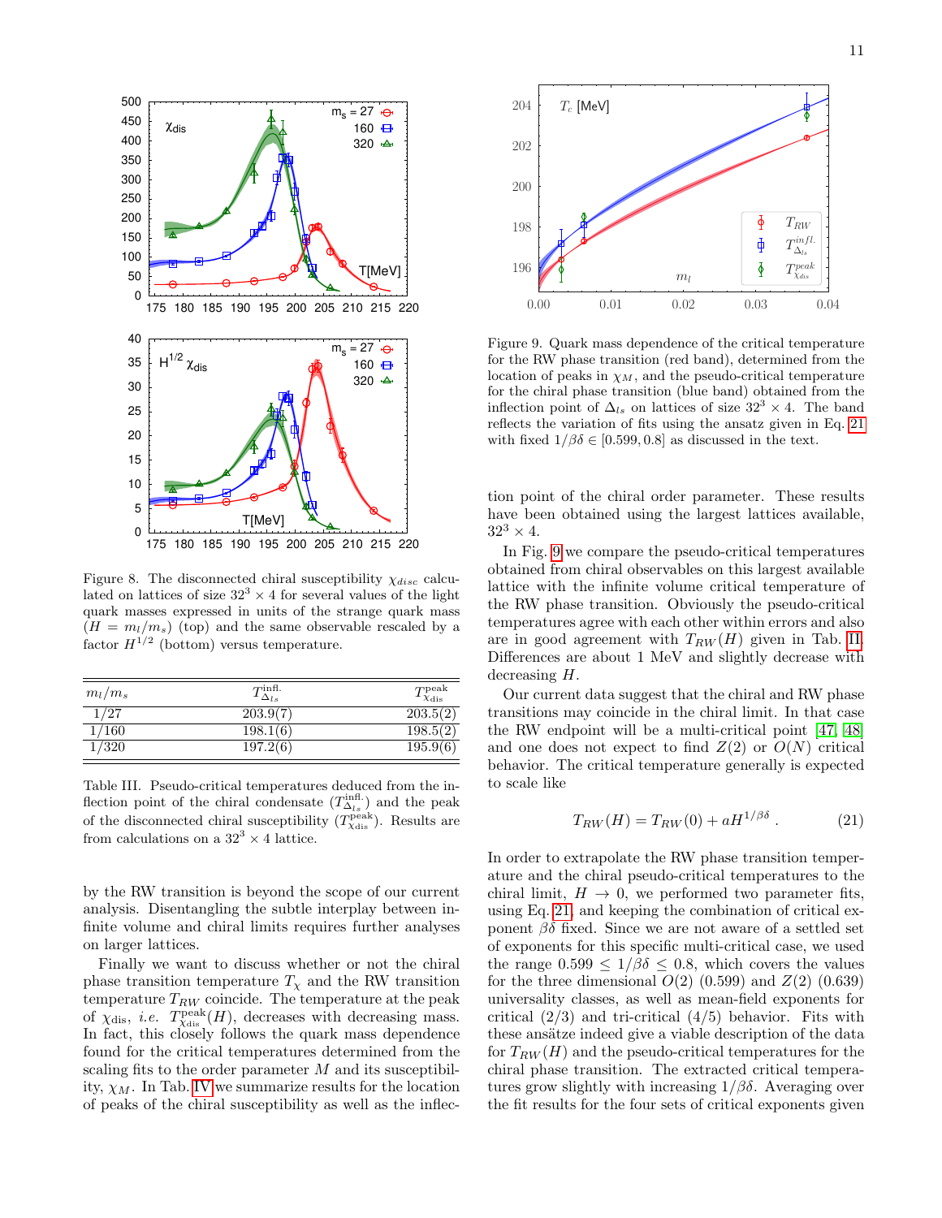Figure 8. The disconnected chiral susceptibility $\chi_{disc}$ calculated on lattices of size $32^3 \times 4$ for several values of the light quark masses expressed in units of the strange quark mass ($H = m_l/m_s$) (top) and the same observable rescaled by a factor $H^{1/2}$ (bottom) versus temperature.

| $m_l/m_s$ | $T^{\rm infl.}_{\Delta_{ls}}$ | $T^{\rm peak}_{\chi_{\rm dis}}$ |
|---|---|---|
| 1/27 | 203.9(7) | 203.5(2) |
| 1/160 | 198.1(6) | 198.5(2) |
| 1/320 | 197.2(6) | 195.9(6) |

Table III. Pseudo-critical temperatures deduced from the inflection point of the chiral condensate ($T^{\rm infl.}_{\Delta_{ls}}$) and the peak of the disconnected chiral susceptibility ($T^{\rm peak}_{\chi_{\rm dis}}$). Results are from calculations on a $32^3 \times 4$ lattice.

by the RW transition is beyond the scope of our current analysis. Disentangling the subtle interplay between infinite volume and chiral limits requires further analyses on larger lattices.

Finally we want to discuss whether or not the chiral phase transition temperature $T_\chi$ and the RW transition temperature $T_{RW}$ coincide. The temperature at the peak of $\chi_{\rm dis}$, *i.e.* $T^{\rm peak}_{\chi_{\rm dis}}(H)$, decreases with decreasing mass. In fact, this closely follows the quark mass dependence found for the critical temperatures determined from the scaling fits to the order parameter $M$ and its susceptibility, $\chi_M$. In Tab. IV we summarize results for the location of peaks of the chiral susceptibility as well as the inflection point of the chiral order parameter. These results have been obtained using the largest lattices available, $32^3 \times 4$.

Figure 9. Quark mass dependence of the critical temperature for the RW phase transition (red band), determined from the location of peaks in $\chi_M$, and the pseudo-critical temperature for the chiral phase transition (blue band) obtained from the inflection point of $\Delta_{ls}$ on lattices of size $32^3 \times 4$. The band reflects the variation of fits using the ansatz given in Eq. 21 with fixed $1/\beta\delta \in [0.599, 0.8]$ as discussed in the text.

In Fig. 9 we compare the pseudo-critical temperatures obtained from chiral observables on this largest available lattice with the infinite volume critical temperature of the RW phase transition. Obviously the pseudo-critical temperatures agree with each other within errors and also are in good agreement with $T_{RW}(H)$ given in Tab. II. Differences are about 1 MeV and slightly decrease with decreasing $H$.

Our current data suggest that the chiral and RW phase transitions may coincide in the chiral limit. In that case the RW endpoint will be a multi-critical point [47, 48] and one does not expect to find $Z(2)$ or $O(N)$ critical behavior. The critical temperature generally is expected to scale like

$$T_{RW}(H) = T_{RW}(0) + aH^{1/\beta\delta} \, . \tag{21}$$

In order to extrapolate the RW phase transition temperature and the chiral pseudo-critical temperatures to the chiral limit, $H \to 0$, we performed two parameter fits, using Eq. 21, and keeping the combination of critical exponent $\beta\delta$ fixed. Since we are not aware of a settled set of exponents for this specific multi-critical case, we used the range $0.599 \le 1/\beta\delta \le 0.8$, which covers the values for the three dimensional $O(2)$ (0.599) and $Z(2)$ (0.639) universality classes, as well as mean-field exponents for critical (2/3) and tri-critical (4/5) behavior. Fits with these ansätze indeed give a viable description of the data for $T_{RW}(H)$ and the pseudo-critical temperatures for the chiral phase transition. The extracted critical temperatures grow slightly with increasing $1/\beta\delta$. Averaging over the fit results for the four sets of critical exponents given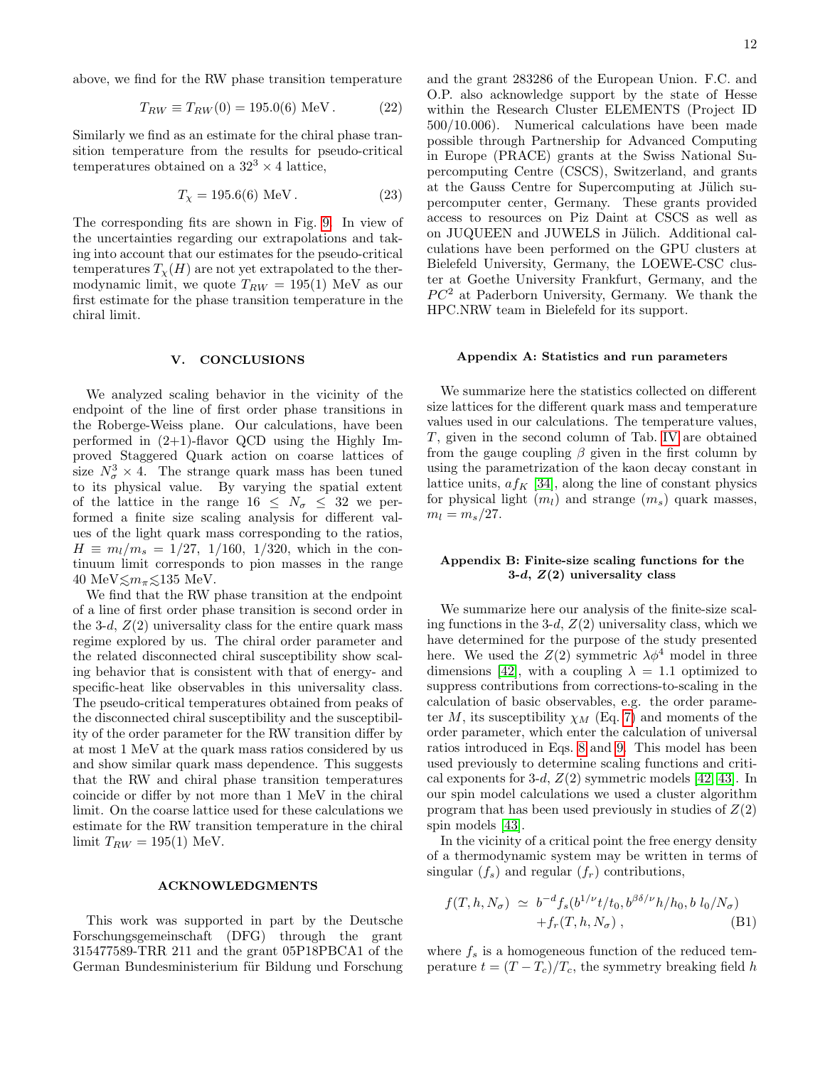above, we find for the RW phase transition temperature

$$T_{RW} \equiv T_{RW}(0) = 195.0(6)\ \text{MeV}\,. \tag{22}$$

Similarly we find as an estimate for the chiral phase transition temperature from the results for pseudo-critical temperatures obtained on a $32^3 \times 4$ lattice,

$$T_\chi = 195.6(6)\ \text{MeV}\,. \tag{23}$$

The corresponding fits are shown in Fig. 9. In view of the uncertainties regarding our extrapolations and taking into account that our estimates for the pseudo-critical temperatures $T_\chi(H)$ are not yet extrapolated to the thermodynamic limit, we quote $T_{RW} = 195(1)$ MeV as our first estimate for the phase transition temperature in the chiral limit.

## V. CONCLUSIONS

We analyzed scaling behavior in the vicinity of the endpoint of the line of first order phase transitions in the Roberge-Weiss plane. Our calculations, have been performed in (2+1)-flavor QCD using the Highly Improved Staggered Quark action on coarse lattices of size $N_\sigma^3 \times 4$. The strange quark mass has been tuned to its physical value. By varying the spatial extent of the lattice in the range $16 \leq N_\sigma \leq 32$ we performed a finite size scaling analysis for different values of the light quark mass corresponding to the ratios, $H \equiv m_l/m_s = 1/27,\ 1/160,\ 1/320$, which in the continuum limit corresponds to pion masses in the range 40 MeV$\lesssim m_\pi \lesssim$135 MeV.

We find that the RW phase transition at the endpoint of a line of first order phase transition is second order in the 3-*d*, $Z(2)$ universality class for the entire quark mass regime explored by us. The chiral order parameter and the related disconnected chiral susceptibility show scaling behavior that is consistent with that of energy- and specific-heat like observables in this universality class. The pseudo-critical temperatures obtained from peaks of the disconnected chiral susceptibility and the susceptibility of the order parameter for the RW transition differ by at most 1 MeV at the quark mass ratios considered by us and show similar quark mass dependence. This suggests that the RW and chiral phase transition temperatures coincide or differ by not more than 1 MeV in the chiral limit. On the coarse lattice used for these calculations we estimate for the RW transition temperature in the chiral limit $T_{RW} = 195(1)$ MeV.

## ACKNOWLEDGMENTS

This work was supported in part by the Deutsche Forschungsgemeinschaft (DFG) through the grant 315477589-TRR 211 and the grant 05P18PBCA1 of the German Bundesministerium für Bildung und Forschung and the grant 283286 of the European Union. F.C. and O.P. also acknowledge support by the state of Hesse within the Research Cluster ELEMENTS (Project ID 500/10.006). Numerical calculations have been made possible through Partnership for Advanced Computing in Europe (PRACE) grants at the Swiss National Supercomputing Centre (CSCS), Switzerland, and grants at the Gauss Centre for Supercomputing at Jülich supercomputer center, Germany. These grants provided access to resources on Piz Daint at CSCS as well as on JUQUEEN and JUWELS in Jülich. Additional calculations have been performed on the GPU clusters at Bielefeld University, Germany, the LOEWE-CSC cluster at Goethe University Frankfurt, Germany, and the $PC^2$ at Paderborn University, Germany. We thank the HPC.NRW team in Bielefeld for its support.

### Appendix A: Statistics and run parameters

We summarize here the statistics collected on different size lattices for the different quark mass and temperature values used in our calculations. The temperature values, $T$, given in the second column of Tab. IV are obtained from the gauge coupling $\beta$ given in the first column by using the parametrization of the kaon decay constant in lattice units, $af_K$ [34], along the line of constant physics for physical light ($m_l$) and strange ($m_s$) quark masses, $m_l = m_s/27$.

### Appendix B: Finite-size scaling functions for the 3-*d*, $Z(2)$ universality class

We summarize here our analysis of the finite-size scaling functions in the 3-*d*, $Z(2)$ universality class, which we have determined for the purpose of the study presented here. We used the $Z(2)$ symmetric $\lambda\phi^4$ model in three dimensions [42], with a coupling $\lambda = 1.1$ optimized to suppress contributions from corrections-to-scaling in the calculation of basic observables, e.g. the order parameter $M$, its susceptibility $\chi_M$ (Eq. 7) and moments of the order parameter, which enter the calculation of universal ratios introduced in Eqs. 8 and 9. This model has been used previously to determine scaling functions and critical exponents for 3-*d*, $Z(2)$ symmetric models [42, 43]. In our spin model calculations we used a cluster algorithm program that has been used previously in studies of $Z(2)$ spin models [43].

In the vicinity of a critical point the free energy density of a thermodynamic system may be written in terms of singular ($f_s$) and regular ($f_r$) contributions,

$$f(T,h,N_\sigma) \simeq b^{-d} f_s(b^{1/\nu} t/t_0, b^{\beta\delta/\nu} h/h_0, b\, l_0/N_\sigma) + f_r(T,h,N_\sigma)\,, \tag{B1}$$

where $f_s$ is a homogeneous function of the reduced temperature $t = (T - T_c)/T_c$, the symmetry breaking field $h$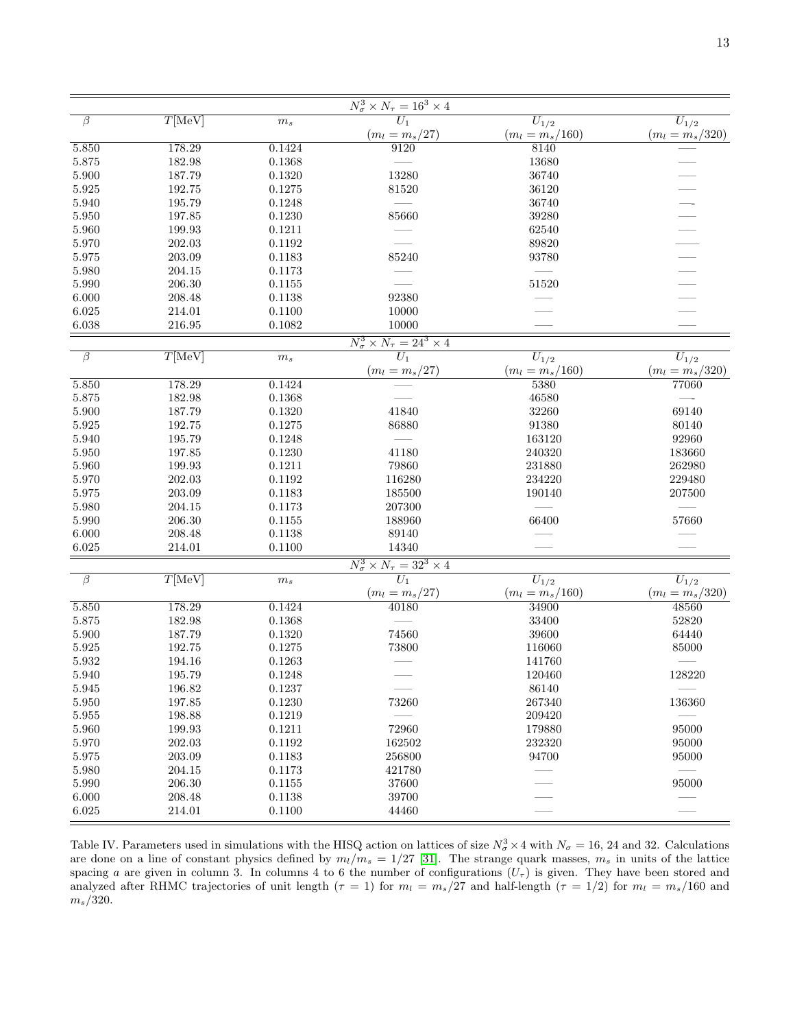| $N_\sigma^3 \times N_\tau = 16^3 \times 4$ | | | | | |
|---|---|---|---|---|---|
| $\beta$ | $T$[MeV] | $m_s$ | $U_1$ ($m_l = m_s/27$) | $U_{1/2}$ ($m_l = m_s/160$) | $U_{1/2}$ ($m_l = m_s/320$) |
| 5.850 | 178.29 | 0.1424 | 9120 | 8140 | —— |
| 5.875 | 182.98 | 0.1368 | —— | 13680 | —— |
| 5.900 | 187.79 | 0.1320 | 13280 | 36740 | —— |
| 5.925 | 192.75 | 0.1275 | 81520 | 36120 | —— |
| 5.940 | 195.79 | 0.1248 | —— | 36740 | —- |
| 5.950 | 197.85 | 0.1230 | 85660 | 39280 | —— |
| 5.960 | 199.93 | 0.1211 | —— | 62540 | —— |
| 5.970 | 202.03 | 0.1192 | —— | 89820 | —— |
| 5.975 | 203.09 | 0.1183 | 85240 | 93780 | —— |
| 5.980 | 204.15 | 0.1173 | —— | —— | —— |
| 5.990 | 206.30 | 0.1155 | —— | 51520 | —— |
| 6.000 | 208.48 | 0.1138 | 92380 | —— | —— |
| 6.025 | 214.01 | 0.1100 | 10000 | —— | —— |
| 6.038 | 216.95 | 0.1082 | 10000 | —— | —— |
| $N_\sigma^3 \times N_\tau = 24^3 \times 4$ | | | | | |
| $\beta$ | $T$[MeV] | $m_s$ | $U_1$ ($m_l = m_s/27$) | $U_{1/2}$ ($m_l = m_s/160$) | $U_{1/2}$ ($m_l = m_s/320$) |
| 5.850 | 178.29 | 0.1424 | —— | 5380 | 77060 |
| 5.875 | 182.98 | 0.1368 | —— | 46580 | —- |
| 5.900 | 187.79 | 0.1320 | 41840 | 32260 | 69140 |
| 5.925 | 192.75 | 0.1275 | 86880 | 91380 | 80140 |
| 5.940 | 195.79 | 0.1248 | —— | 163120 | 92960 |
| 5.950 | 197.85 | 0.1230 | 41180 | 240320 | 183660 |
| 5.960 | 199.93 | 0.1211 | 79860 | 231880 | 262980 |
| 5.970 | 202.03 | 0.1192 | 116280 | 234220 | 229480 |
| 5.975 | 203.09 | 0.1183 | 185500 | 190140 | 207500 |
| 5.980 | 204.15 | 0.1173 | 207300 | —— | —— |
| 5.990 | 206.30 | 0.1155 | 188960 | 66400 | 57660 |
| 6.000 | 208.48 | 0.1138 | 89140 | —— | —— |
| 6.025 | 214.01 | 0.1100 | 14340 | —— | —— |
| $N_\sigma^3 \times N_\tau = 32^3 \times 4$ | | | | | |
| $\beta$ | $T$[MeV] | $m_s$ | $U_1$ ($m_l = m_s/27$) | $U_{1/2}$ ($m_l = m_s/160$) | $U_{1/2}$ ($m_l = m_s/320$) |
| 5.850 | 178.29 | 0.1424 | 40180 | 34900 | 48560 |
| 5.875 | 182.98 | 0.1368 | —— | 33400 | 52820 |
| 5.900 | 187.79 | 0.1320 | 74560 | 39600 | 64440 |
| 5.925 | 192.75 | 0.1275 | 73800 | 116060 | 85000 |
| 5.932 | 194.16 | 0.1263 | —— | 141760 | —— |
| 5.940 | 195.79 | 0.1248 | —— | 120460 | 128220 |
| 5.945 | 196.82 | 0.1237 | —— | 86140 | —— |
| 5.950 | 197.85 | 0.1230 | 73260 | 267340 | 136360 |
| 5.955 | 198.88 | 0.1219 | —— | 209420 | —— |
| 5.960 | 199.93 | 0.1211 | 72960 | 179880 | 95000 |
| 5.970 | 202.03 | 0.1192 | 162502 | 232320 | 95000 |
| 5.975 | 203.09 | 0.1183 | 256800 | 94700 | 95000 |
| 5.980 | 204.15 | 0.1173 | 421780 | —— | —— |
| 5.990 | 206.30 | 0.1155 | 37600 | —— | 95000 |
| 6.000 | 208.48 | 0.1138 | 39700 | —— | —— |
| 6.025 | 214.01 | 0.1100 | 44460 | —— | —— |

Table IV. Parameters used in simulations with the HISQ action on lattices of size $N_\sigma^3 \times 4$ with $N_\sigma = 16$, 24 and 32. Calculations are done on a line of constant physics defined by $m_l/m_s = 1/27$ [31]. The strange quark masses, $m_s$ in units of the lattice spacing $a$ are given in column 3. In columns 4 to 6 the number of configurations ($U_\tau$) is given. They have been stored and analyzed after RHMC trajectories of unit length ($\tau = 1$) for $m_l = m_s/27$ and half-length ($\tau = 1/2$) for $m_l = m_s/160$ and $m_s/320$.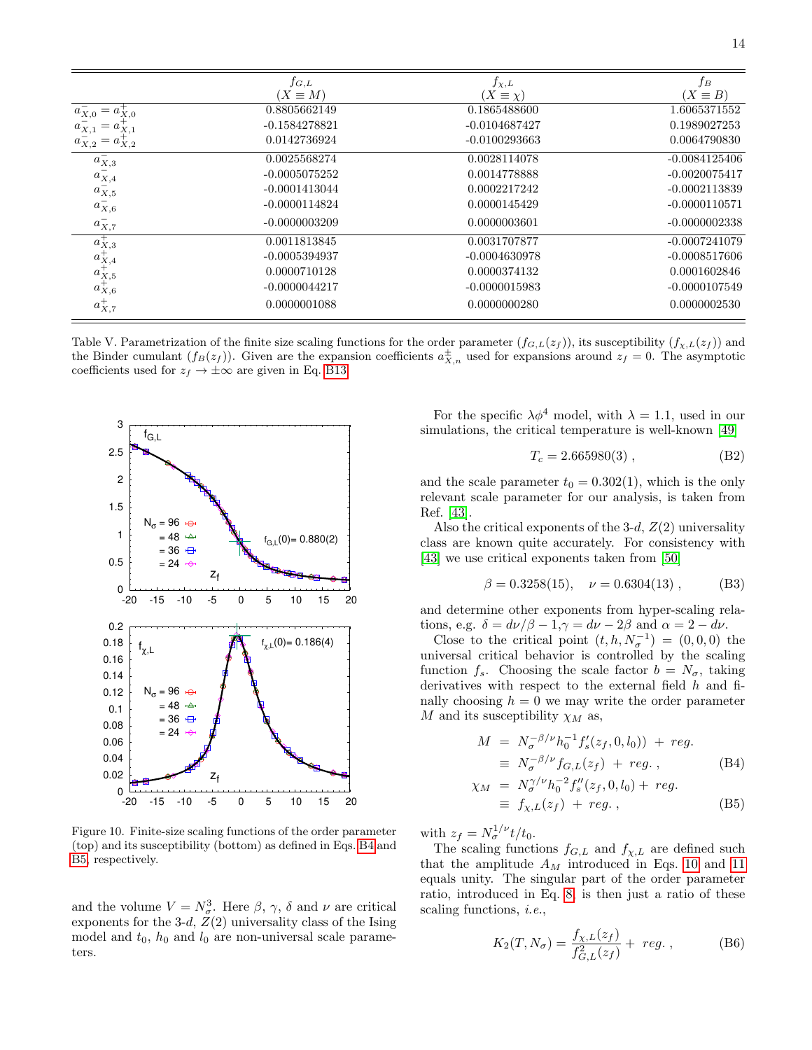| | $f_{G,L}$ ($X \equiv M$) | $f_{\chi,L}$ ($X \equiv \chi$) | $f_B$ ($X \equiv B$) |
|---|---|---|---|
| $a^-_{X,0} = a^+_{X,0}$ | 0.8805662149 | 0.1865488600 | 1.6065371552 |
| $a^-_{X,1} = a^+_{X,1}$ | -0.1584278821 | -0.0104687427 | 0.1989027253 |
| $a^-_{X,2} = a^+_{X,2}$ | 0.0142736924 | -0.0100293663 | 0.0064790830 |
| $a^-_{X,3}$ | 0.0025568274 | 0.0028114078 | -0.0084125406 |
| $a^-_{X,4}$ | -0.0005075252 | 0.0014778888 | -0.0020075417 |
| $a^-_{X,5}$ | -0.0001413044 | 0.0002217242 | -0.0002113839 |
| $a^-_{X,6}$ | -0.0000114824 | 0.0000145429 | -0.0000110571 |
| $a^-_{X,7}$ | -0.0000003209 | 0.0000003601 | -0.0000002338 |
| $a^+_{X,3}$ | 0.0011813845 | 0.0031707877 | -0.0007241079 |
| $a^+_{X,4}$ | -0.0005394937 | -0.0004630978 | -0.0008517606 |
| $a^+_{X,5}$ | 0.0000710128 | 0.0000374132 | 0.0001602846 |
| $a^+_{X,6}$ | -0.0000044217 | -0.0000015983 | -0.0000107549 |
| $a^+_{X,7}$ | 0.0000001088 | 0.0000000280 | 0.0000002530 |

Table V. Parametrization of the finite size scaling functions for the order parameter ($f_{G,L}(z_f)$), its susceptibility ($f_{\chi,L}(z_f)$) and the Binder cumulant ($f_B(z_f)$). Given are the expansion coefficients $a^{\pm}_{X,n}$ used for expansions around $z_f = 0$. The asymptotic coefficients used for $z_f \to \pm\infty$ are given in Eq. B13.

Figure 10. Finite-size scaling functions of the order parameter (top) and its susceptibility (bottom) as defined in Eqs. B4 and B5, respectively.

and the volume $V = N_\sigma^3$. Here $\beta$, $\gamma$, $\delta$ and $\nu$ are critical exponents for the 3-$d$, $Z(2)$ universality class of the Ising model and $t_0$, $h_0$ and $l_0$ are non-universal scale parameters.

For the specific $\lambda\phi^4$ model, with $\lambda = 1.1$, used in our simulations, the critical temperature is well-known [49]

$$T_c = 2.665980(3) \ , \tag{B2}$$

and the scale parameter $t_0 = 0.302(1)$, which is the only relevant scale parameter for our analysis, is taken from Ref. [43].

Also the critical exponents of the 3-$d$, $Z(2)$ universality class are known quite accurately. For consistency with [43] we use critical exponents taken from [50]

$$\beta = 0.3258(15), \quad \nu = 0.6304(13) \ , \tag{B3}$$

and determine other exponents from hyper-scaling relations, e.g. $\delta = d\nu/\beta - 1, \gamma = d\nu - 2\beta$ and $\alpha = 2 - d\nu$.

Close to the critical point $(t, h, N_\sigma^{-1}) = (0, 0, 0)$ the universal critical behavior is controlled by the scaling function $f_s$. Choosing the scale factor $b = N_\sigma$, taking derivatives with respect to the external field $h$ and finally choosing $h = 0$ we may write the order parameter $M$ and its susceptibility $\chi_M$ as,

$$\begin{aligned} M &= N_\sigma^{-\beta/\nu} h_0^{-1} f_s'(z_f, 0, l_0)) \ + \ reg. \\ &\equiv N_\sigma^{-\beta/\nu} f_{G,L}(z_f) \ + \ reg. \ , \end{aligned} \tag{B4}$$

$$\begin{aligned} \chi_M &= N_\sigma^{\gamma/\nu} h_0^{-2} f_s''(z_f, 0, l_0) + \ reg. \\ &\equiv f_{\chi,L}(z_f) \ + \ reg. \ , \end{aligned} \tag{B5}$$

with $z_f = N_\sigma^{1/\nu} t/t_0$.

The scaling functions $f_{G,L}$ and $f_{\chi,L}$ are defined such that the amplitude $A_M$ introduced in Eqs. 10 and 11 equals unity. The singular part of the order parameter ratio, introduced in Eq. 8, is then just a ratio of these scaling functions, *i.e.*,

$$K_2(T, N_\sigma) = \frac{f_{\chi,L}(z_f)}{f_{G,L}^2(z_f)} + \ reg. \ , \tag{B6}$$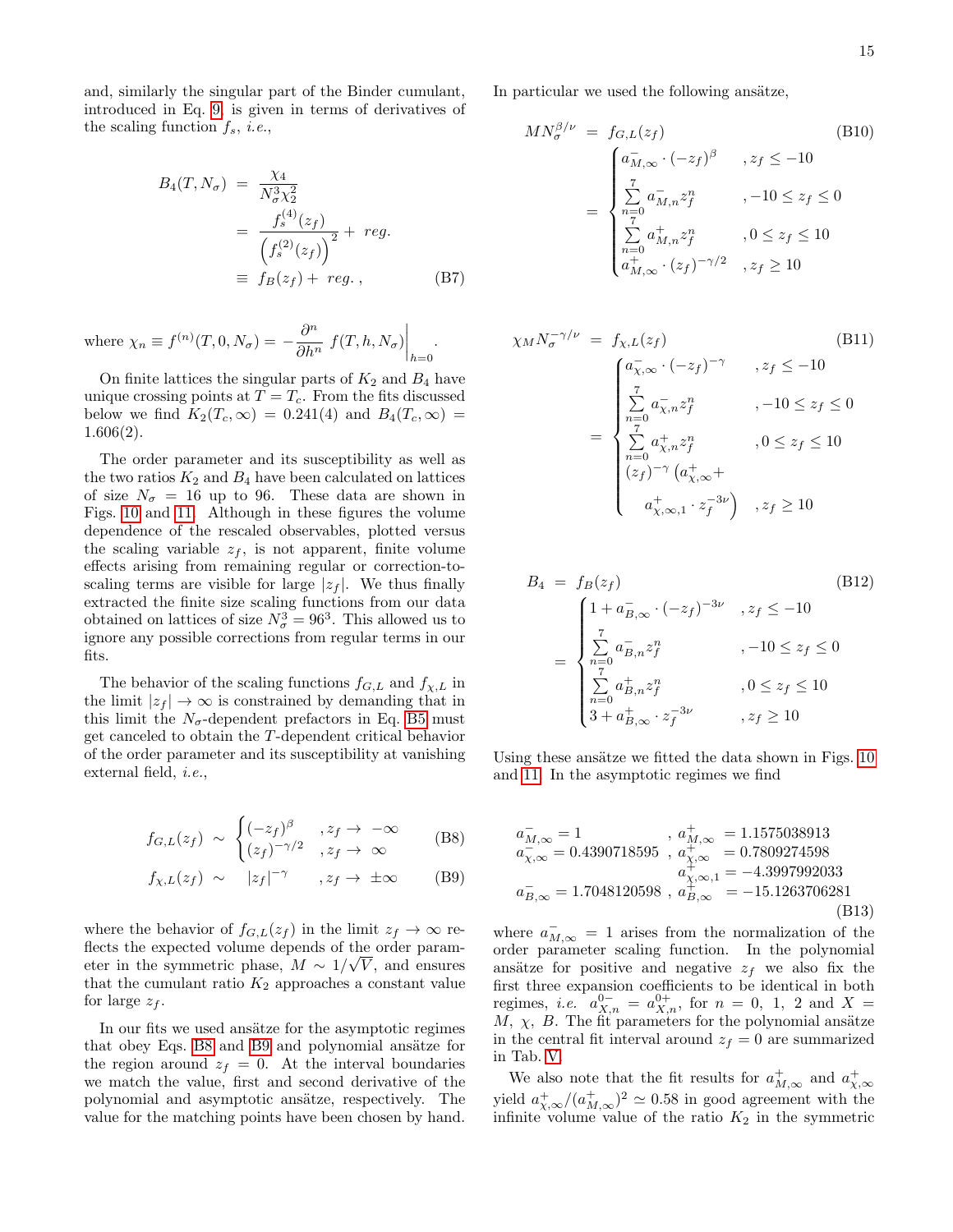and, similarly the singular part of the Binder cumulant, introduced in Eq. 9, is given in terms of derivatives of the scaling function $f_s$, *i.e.*,

$$
\begin{aligned}
B_4(T, N_\sigma) &= \frac{\chi_4}{N_\sigma^3 \chi_2^2} \\
&= \frac{f_s^{(4)}(z_f)}{\left(f_s^{(2)}(z_f)\right)^2} + reg. \\
&\equiv f_B(z_f) + reg.\,, \qquad \text{(B7)}
\end{aligned}
$$

where $\chi_n \equiv f^{(n)}(T, 0, N_\sigma) = -\frac{\partial^n}{\partial h^n} f(T, h, N_\sigma)\Big|_{h=0}$.

On finite lattices the singular parts of $K_2$ and $B_4$ have unique crossing points at $T = T_c$. From the fits discussed below we find $K_2(T_c, \infty) = 0.241(4)$ and $B_4(T_c, \infty) = 1.606(2)$.

The order parameter and its susceptibility as well as the two ratios $K_2$ and $B_4$ have been calculated on lattices of size $N_\sigma = 16$ up to 96. These data are shown in Figs. 10 and 11. Although in these figures the volume dependence of the rescaled observables, plotted versus the scaling variable $z_f$, is not apparent, finite volume effects arising from remaining regular or correction-to-scaling terms are visible for large $|z_f|$. We thus finally extracted the finite size scaling functions from our data obtained on lattices of size $N_\sigma^3 = 96^3$. This allowed us to ignore any possible corrections from regular terms in our fits.

The behavior of the scaling functions $f_{G,L}$ and $f_{\chi,L}$ in the limit $|z_f| \to \infty$ is constrained by demanding that in this limit the $N_\sigma$-dependent prefactors in Eq. B5 must get canceled to obtain the $T$-dependent critical behavior of the order parameter and its susceptibility at vanishing external field, *i.e.*,

$$
f_{G,L}(z_f) \sim \begin{cases} (-z_f)^\beta & , z_f \to -\infty \\ (z_f)^{-\gamma/2} & , z_f \to \infty \end{cases} \qquad \text{(B8)}
$$

$$
f_{\chi,L}(z_f) \sim \quad |z_f|^{-\gamma} \qquad , z_f \to \pm\infty \qquad \text{(B9)}
$$

where the behavior of $f_{G,L}(z_f)$ in the limit $z_f \to \infty$ reflects the expected volume depends of the order parameter in the symmetric phase, $M \sim 1/\sqrt{V}$, and ensures that the cumulant ratio $K_2$ approaches a constant value for large $z_f$.

In our fits we used ansätze for the asymptotic regimes that obey Eqs. B8 and B9 and polynomial ansätze for the region around $z_f = 0$. At the interval boundaries we match the value, first and second derivative of the polynomial and asymptotic ansätze, respectively. The value for the matching points have been chosen by hand. In particular we used the following ansätze,

$$
\begin{aligned}
M N_\sigma^{\beta/\nu} &= f_{G,L}(z_f) \qquad \text{(B10)} \\
&= \begin{cases} a_{M,\infty}^- \cdot (-z_f)^\beta & , z_f \le -10 \\ \sum_{n=0}^{7} a_{M,n}^- z_f^n & , -10 \le z_f \le 0 \\ \sum_{n=0}^{7} a_{M,n}^+ z_f^n & , 0 \le z_f \le 10 \\ a_{M,\infty}^+ \cdot (z_f)^{-\gamma/2} & , z_f \ge 10 \end{cases}
\end{aligned}
$$

$$
\begin{aligned}
\chi_M N_\sigma^{-\gamma/\nu} &= f_{\chi,L}(z_f) \qquad \text{(B11)} \\
&= \begin{cases} a_{\chi,\infty}^- \cdot (-z_f)^{-\gamma} & , z_f \le -10 \\ \sum_{n=0}^{7} a_{\chi,n}^- z_f^n & , -10 \le z_f \le 0 \\ \sum_{n=0}^{7} a_{\chi,n}^+ z_f^n & , 0 \le z_f \le 10 \\ (z_f)^{-\gamma} \left(a_{\chi,\infty}^+ + a_{\chi,\infty,1}^+ \cdot z_f^{-3\nu}\right) & , z_f \ge 10 \end{cases}
\end{aligned}
$$

$$
\begin{aligned}
B_4 &= f_B(z_f) \qquad \text{(B12)} \\
&= \begin{cases} 1 + a_{B,\infty}^- \cdot (-z_f)^{-3\nu} & , z_f \le -10 \\ \sum_{n=0}^{7} a_{B,n}^- z_f^n & , -10 \le z_f \le 0 \\ \sum_{n=0}^{7} a_{B,n}^+ z_f^n & , 0 \le z_f \le 10 \\ 3 + a_{B,\infty}^+ \cdot z_f^{-3\nu} & , z_f \ge 10 \end{cases}
\end{aligned}
$$

Using these ansätze we fitted the data shown in Figs. 10 and 11. In the asymptotic regimes we find

$$
\begin{aligned}
a_{M,\infty}^- &= 1 & , \; a_{M,\infty}^+ &= 1.1575038913 \\
a_{\chi,\infty}^- &= 0.4390718595 & , \; a_{\chi,\infty}^+ &= 0.7809274598 \\
& & a_{\chi,\infty,1}^+ &= -4.3997992033 \\
a_{B,\infty}^- &= 1.7048120598 & , \; a_{B,\infty}^+ &= -15.1263706281
\end{aligned} \qquad \text{(B13)}
$$

where $a_{M,\infty}^- = 1$ arises from the normalization of the order parameter scaling function. In the polynomial ansätze for positive and negative $z_f$ we also fix the first three expansion coefficients to be identical in both regimes, *i.e.* $a_{X,n}^{0-} = a_{X,n}^{0+}$, for $n = 0, 1, 2$ and $X = M, \chi, B$. The fit parameters for the polynomial ansätze in the central fit interval around $z_f = 0$ are summarized in Tab. V.

We also note that the fit results for $a_{M,\infty}^+$ and $a_{\chi,\infty}^+$ yield $a_{\chi,\infty}^+/(a_{M,\infty}^+)^2 \simeq 0.58$ in good agreement with the infinite volume value of the ratio $K_2$ in the symmetric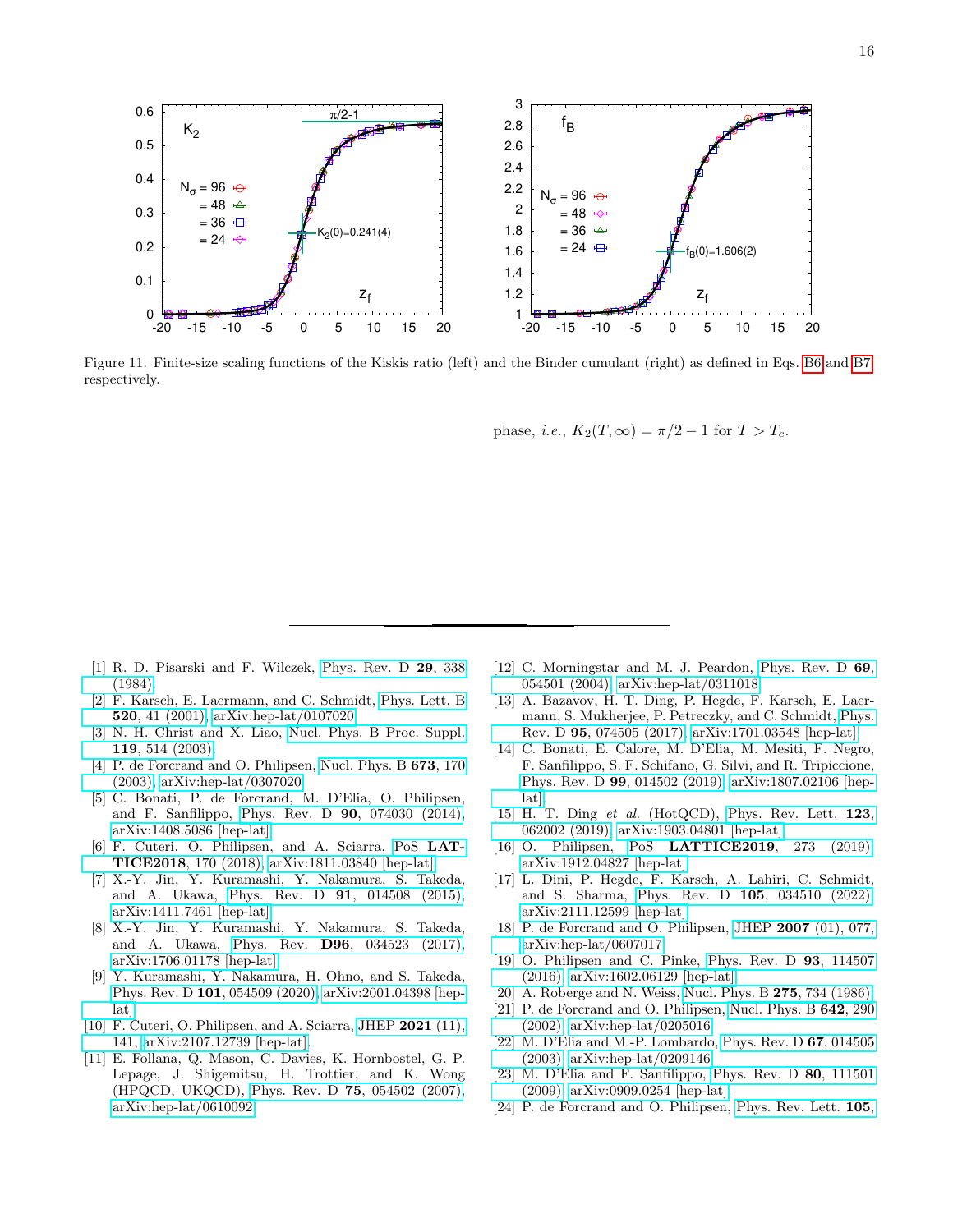Figure 11. Finite-size scaling functions of the Kiskis ratio (left) and the Binder cumulant (right) as defined in Eqs. B6 and B7 respectively.

phase, *i.e.*, $K_2(T, \infty) = \pi/2 - 1$ for $T > T_c$.

---

[1] R. D. Pisarski and F. Wilczek, Phys. Rev. D **29**, 338 (1984).

[2] F. Karsch, E. Laermann, and C. Schmidt, Phys. Lett. B **520**, 41 (2001), arXiv:hep-lat/0107020.

[3] N. H. Christ and X. Liao, Nucl. Phys. B Proc. Suppl. **119**, 514 (2003).

[4] P. de Forcrand and O. Philipsen, Nucl. Phys. B **673**, 170 (2003), arXiv:hep-lat/0307020.

[5] C. Bonati, P. de Forcrand, M. D'Elia, O. Philipsen, and F. Sanfilippo, Phys. Rev. D **90**, 074030 (2014), arXiv:1408.5086 [hep-lat].

[6] F. Cuteri, O. Philipsen, and A. Sciarra, PoS **LATTICE2018**, 170 (2018), arXiv:1811.03840 [hep-lat].

[7] X.-Y. Jin, Y. Kuramashi, Y. Nakamura, S. Takeda, and A. Ukawa, Phys. Rev. D **91**, 014508 (2015), arXiv:1411.7461 [hep-lat].

[8] X.-Y. Jin, Y. Kuramashi, Y. Nakamura, S. Takeda, and A. Ukawa, Phys. Rev. **D96**, 034523 (2017), arXiv:1706.01178 [hep-lat].

[9] Y. Kuramashi, Y. Nakamura, H. Ohno, and S. Takeda, Phys. Rev. D **101**, 054509 (2020), arXiv:2001.04398 [hep-lat].

[10] F. Cuteri, O. Philipsen, and A. Sciarra, JHEP **2021** (11), 141, arXiv:2107.12739 [hep-lat].

[11] E. Follana, Q. Mason, C. Davies, K. Hornbostel, G. P. Lepage, J. Shigemitsu, H. Trottier, and K. Wong (HPQCD, UKQCD), Phys. Rev. D **75**, 054502 (2007), arXiv:hep-lat/0610092.

[12] C. Morningstar and M. J. Peardon, Phys. Rev. D **69**, 054501 (2004), arXiv:hep-lat/0311018.

[13] A. Bazavov, H. T. Ding, P. Hegde, F. Karsch, E. Laermann, S. Mukherjee, P. Petreczky, and C. Schmidt, Phys. Rev. D **95**, 074505 (2017), arXiv:1701.03548 [hep-lat].

[14] C. Bonati, E. Calore, M. D'Elia, M. Mesiti, F. Negro, F. Sanfilippo, S. F. Schifano, G. Silvi, and R. Tripiccione, Phys. Rev. D **99**, 014502 (2019), arXiv:1807.02106 [hep-lat].

[15] H. T. Ding *et al.* (HotQCD), Phys. Rev. Lett. **123**, 062002 (2019), arXiv:1903.04801 [hep-lat].

[16] O. Philipsen, PoS **LATTICE2019**, 273 (2019), arXiv:1912.04827 [hep-lat].

[17] L. Dini, P. Hegde, F. Karsch, A. Lahiri, C. Schmidt, and S. Sharma, Phys. Rev. D **105**, 034510 (2022), arXiv:2111.12599 [hep-lat].

[18] P. de Forcrand and O. Philipsen, JHEP **2007** (01), 077, arXiv:hep-lat/0607017.

[19] O. Philipsen and C. Pinke, Phys. Rev. D **93**, 114507 (2016), arXiv:1602.06129 [hep-lat].

[20] A. Roberge and N. Weiss, Nucl. Phys. B **275**, 734 (1986).

[21] P. de Forcrand and O. Philipsen, Nucl. Phys. B **642**, 290 (2002), arXiv:hep-lat/0205016.

[22] M. D'Elia and M.-P. Lombardo, Phys. Rev. D **67**, 014505 (2003), arXiv:hep-lat/0209146.

[23] M. D'Elia and F. Sanfilippo, Phys. Rev. D **80**, 111501 (2009), arXiv:0909.0254 [hep-lat].

[24] P. de Forcrand and O. Philipsen, Phys. Rev. Lett. **105**,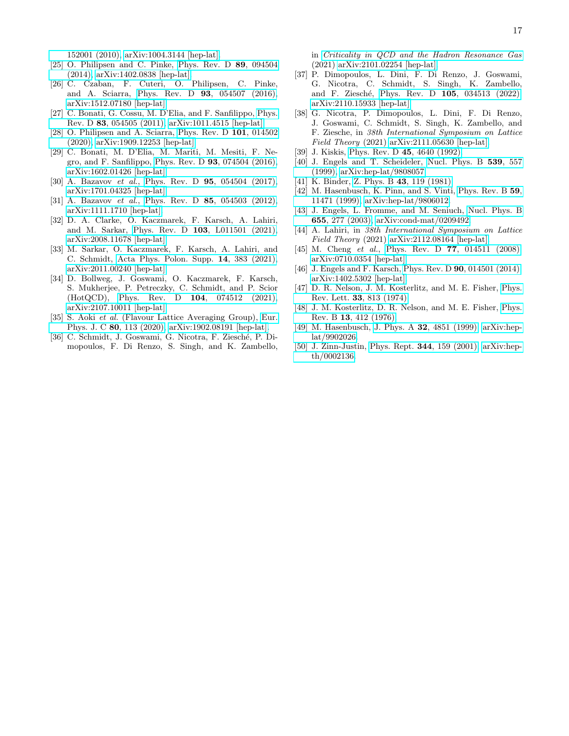152001 (2010), arXiv:1004.3144 [hep-lat].

[25] O. Philipsen and C. Pinke, Phys. Rev. D **89**, 094504 (2014), arXiv:1402.0838 [hep-lat].

[26] C. Czaban, F. Cuteri, O. Philipsen, C. Pinke, and A. Sciarra, Phys. Rev. D **93**, 054507 (2016), arXiv:1512.07180 [hep-lat].

[27] C. Bonati, G. Cossu, M. D'Elia, and F. Sanfilippo, Phys. Rev. D **83**, 054505 (2011), arXiv:1011.4515 [hep-lat].

[28] O. Philipsen and A. Sciarra, Phys. Rev. D **101**, 014502 (2020), arXiv:1909.12253 [hep-lat].

[29] C. Bonati, M. D'Elia, M. Mariti, M. Mesiti, F. Negro, and F. Sanfilippo, Phys. Rev. D **93**, 074504 (2016), arXiv:1602.01426 [hep-lat].

[30] A. Bazavov *et al.*, Phys. Rev. D **95**, 054504 (2017), arXiv:1701.04325 [hep-lat].

[31] A. Bazavov *et al.*, Phys. Rev. D **85**, 054503 (2012), arXiv:1111.1710 [hep-lat].

[32] D. A. Clarke, O. Kaczmarek, F. Karsch, A. Lahiri, and M. Sarkar, Phys. Rev. D **103**, L011501 (2021), arXiv:2008.11678 [hep-lat].

[33] M. Sarkar, O. Kaczmarek, F. Karsch, A. Lahiri, and C. Schmidt, Acta Phys. Polon. Supp. **14**, 383 (2021), arXiv:2011.00240 [hep-lat].

[34] D. Bollweg, J. Goswami, O. Kaczmarek, F. Karsch, S. Mukherjee, P. Petreczky, C. Schmidt, and P. Scior (HotQCD), Phys. Rev. D **104**, 074512 (2021), arXiv:2107.10011 [hep-lat].

[35] S. Aoki *et al.* (Flavour Lattice Averaging Group), Eur. Phys. J. C **80**, 113 (2020), arXiv:1902.08191 [hep-lat].

[36] C. Schmidt, J. Goswami, G. Nicotra, F. Ziesché, P. Dimopoulos, F. Di Renzo, S. Singh, and K. Zambello, in *Criticality in QCD and the Hadron Resonance Gas* (2021) arXiv:2101.02254 [hep-lat].

[37] P. Dimopoulos, L. Dini, F. Di Renzo, J. Goswami, G. Nicotra, C. Schmidt, S. Singh, K. Zambello, and F. Ziesché, Phys. Rev. D **105**, 034513 (2022), arXiv:2110.15933 [hep-lat].

[38] G. Nicotra, P. Dimopoulos, L. Dini, F. Di Renzo, J. Goswami, C. Schmidt, S. Singh, K. Zambello, and F. Ziesche, in *38th International Symposium on Lattice Field Theory* (2021) arXiv:2111.05630 [hep-lat].

[39] J. Kiskis, Phys. Rev. D **45**, 4640 (1992).

[40] J. Engels and T. Scheideler, Nucl. Phys. B **539**, 557 (1999), arXiv:hep-lat/9808057.

[41] K. Binder, Z. Phys. B **43**, 119 (1981).

[42] M. Hasenbusch, K. Pinn, and S. Vinti, Phys. Rev. B **59**, 11471 (1999), arXiv:hep-lat/9806012.

[43] J. Engels, L. Fromme, and M. Seniuch, Nucl. Phys. B **655**, 277 (2003), arXiv:cond-mat/0209492.

[44] A. Lahiri, in *38th International Symposium on Lattice Field Theory* (2021) arXiv:2112.08164 [hep-lat].

[45] M. Cheng *et al.*, Phys. Rev. D **77**, 014511 (2008), arXiv:0710.0354 [hep-lat].

[46] J. Engels and F. Karsch, Phys. Rev. D **90**, 014501 (2014), arXiv:1402.5302 [hep-lat].

[47] D. R. Nelson, J. M. Kosterlitz, and M. E. Fisher, Phys. Rev. Lett. **33**, 813 (1974).

[48] J. M. Kosterlitz, D. R. Nelson, and M. E. Fisher, Phys. Rev. B **13**, 412 (1976).

[49] M. Hasenbusch, J. Phys. A **32**, 4851 (1999), arXiv:hep-lat/9902026.

[50] J. Zinn-Justin, Phys. Rept. **344**, 159 (2001), arXiv:hep-th/0002136.